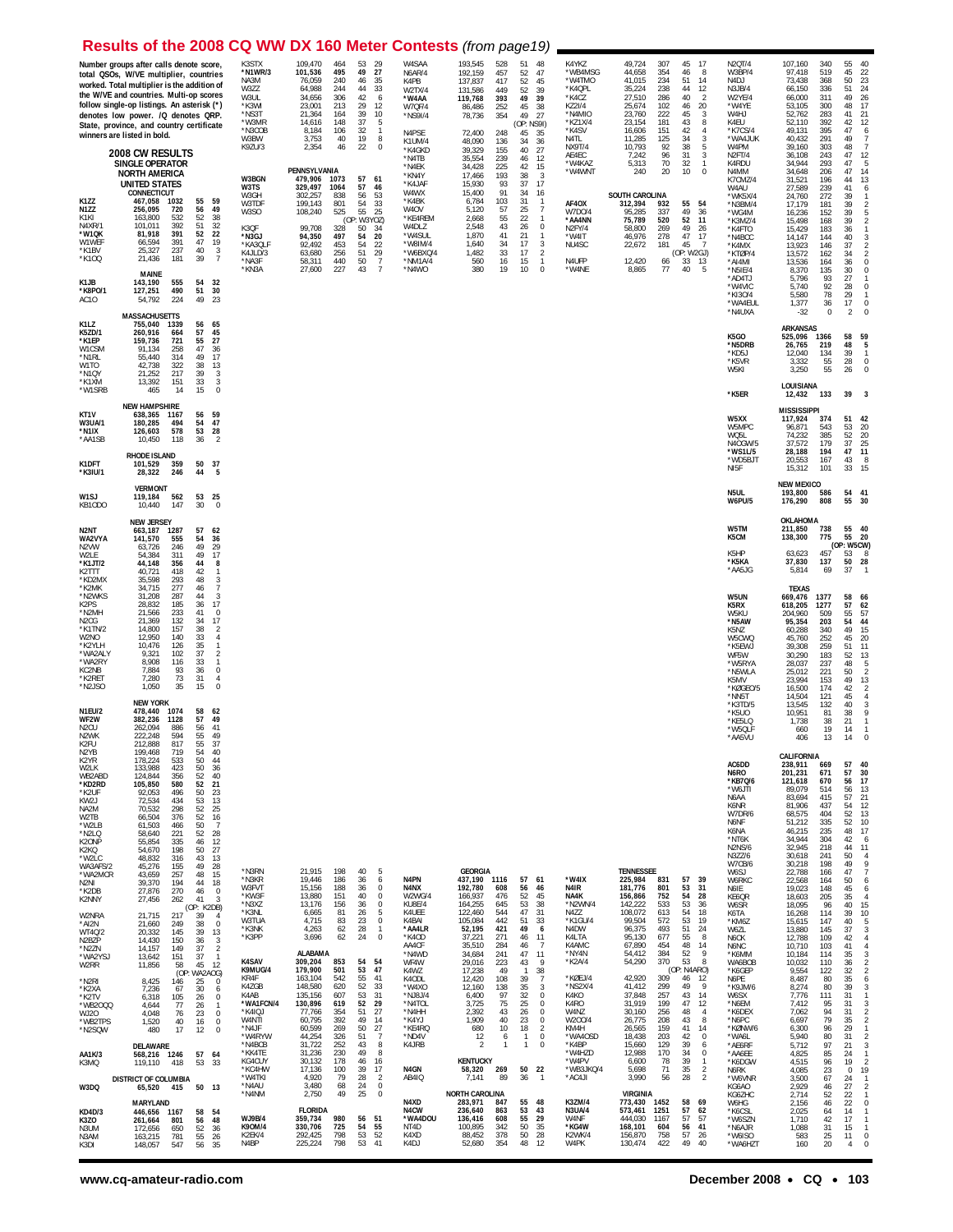# Results of the 2008 CQ WW DX 160 Meter Contests *(from page19)*

Number groups after calls denote score, total QSOs, W/VE multiplier, countries worked. Total multiplier is the addition of the W/VE and countries. Multi-op scores follow single-op listings. An asterisk (*) denotes low power. /Q denotes QRP. State, province, and country certificate winners are listed in bold.

## 2008 CW RESULTS

### SINGLE OPERATOR
### NORTH AMERICA
### UNITED STATES

**CONNECTICUT**

| Call | Score | QSOs | W/VE | Countries |
|---|---|---|---|---|
| **K1ZZ** | **467,058** | **1032** | **55** | **59** |
| N1ZZ | 256,095 | 720 | 56 | 49 |
| K1KI | 163,800 | 532 | 52 | 38 |
| N4XR/1 | 101,011 | 392 | 51 | 32 |
| *W1QK | 81,918 | 391 | 52 | 22 |
| W1WEF | 66,594 | 391 | 47 | 19 |
| *K1BV | 25,327 | 237 | 40 | 3 |
| *K1OQ | 21,436 | 181 | 39 | 7 |

**MAINE**

| Call | Score | QSOs | W/VE | Countries |
|---|---|---|---|---|
| **K1JB** | **143,190** | **555** | **54** | **32** |
| ***K8PO/1** | **127,251** | **490** | **51** | **30** |
| AC1O | 54,792 | 224 | 49 | 23 |

**MASSACHUSETTS**

| Call | Score | QSOs | W/VE | Countries |
|---|---|---|---|---|
| **K1LZ** | **755,040** | **1339** | **56** | **65** |
| K5ZD/1 | 260,916 | 664 | 57 | 45 |
| ***K1EP** | **159,736** | **721** | **55** | **27** |
| W1CSM | 91,134 | 258 | 47 | 36 |
| *N1RL | 55,440 | 314 | 49 | 17 |
| W1TO | 42,738 | 322 | 38 | 13 |
| *N1QY | 21,252 | 217 | 39 | 3 |
| *K1XM | 13,392 | 151 | 33 | 3 |
| *W1SRB | 465 | 14 | 15 | 0 |

**NEW HAMPSHIRE**

| Call | Score | QSOs | W/VE | Countries |
|---|---|---|---|---|
| **KT1V** | **638,365** | **1167** | **56** | **59** |
| **W3UA/1** | **180,285** | **494** | **54** | **47** |
| ***N1IX** | **126,603** | **578** | **53** | **28** |
| *AA1SB | 10,450 | 118 | 36 | 2 |

**RHODE ISLAND**

| Call | Score | QSOs | W/VE | Countries |
|---|---|---|---|---|
| **K1DFT** | **101,529** | **359** | **50** | **37** |
| ***K3IU/1** | **28,322** | **246** | **44** | **5** |

**VERMONT**

| Call | Score | QSOs | W/VE | Countries |
|---|---|---|---|---|
| **W1SJ** | **119,184** | **562** | **53** | **25** |
| KB1ODO | 10,440 | 147 | 30 | 0 |

**NEW JERSEY**

| Call | Score | QSOs | W/VE | Countries |
|---|---|---|---|---|
| **N2NT** | **663,187** | **1287** | **57** | **62** |
| **WA2VYA** | **141,570** | **555** | **54** | **36** |
| N2VW | 63,726 | 246 | 49 | 29 |
| W2LE | 54,384 | 311 | 49 | 17 |
| ***K1JT/2** | **44,148** | **356** | **44** | **8** |
| K2TTT | 40,721 | 418 | 42 | 1 |
| *KD2MX | 35,598 | 293 | 48 | 3 |
| *K2MK | 34,715 | 277 | 46 | 7 |
| *N2WKS | 31,208 | 287 | 44 | 3 |
| K2PS | 28,832 | 185 | 36 | 17 |
| *N2MH | 21,566 | 233 | 41 | 0 |
| N2CG | 21,369 | 132 | 34 | 17 |
| *K1TN/2 | 14,800 | 157 | 38 | 2 |
| W2NO | 12,950 | 140 | 33 | 4 |
| *K2YLH | 10,476 | 126 | 35 | 1 |
| *WA2ALY | 9,321 | 102 | 37 | 2 |
| *WA2RY | 8,908 | 116 | 33 | 1 |
| KC2NB | 7,884 | 93 | 36 | 0 |
| *K2RET | 7,280 | 73 | 31 | 4 |
| *N2JSO | 1,050 | 35 | 15 | 0 |

**NEW YORK**

| Call | Score | QSOs | W/VE | Countries |
|---|---|---|---|---|
| **N1EU/2** | **478,440** | **1074** | **58** | **62** |
| **WF2W** | **382,236** | **1128** | **57** | **49** |
| N2CU | 262,094 | 886 | 56 | 41 |
| N2WK | 222,248 | 594 | 55 | 49 |
| K2FU | 212,888 | 817 | 55 | 37 |
| N2YB | 199,468 | 719 | 54 | 40 |
| K2YR | 178,224 | 533 | 50 | 44 |
| W2LK | 133,988 | 423 | 50 | 36 |
| WB2ABD | 124,844 | 356 | 52 | 40 |
| ***KD2RD** | **105,850** | **580** | **52** | **21** |
| *K2UF | 92,053 | 496 | 50 | 23 |
| KW2J | 72,534 | 434 | 53 | 13 |
| NA2M | 70,532 | 298 | 52 | 25 |
| W2TB | 66,504 | 376 | 52 | 16 |
| *W2LB | 61,503 | 466 | 50 | 7 |
| *N2LQ | 58,640 | 221 | 52 | 28 |
| K2ONP | 55,854 | 335 | 46 | 12 |
| K2KQ | 54,670 | 198 | 50 | 27 |
| *W2LC | 48,832 | 316 | 43 | 13 |
| WA3AFS/2 | 45,276 | 155 | 49 | 28 |
| *WA2MCR | 43,659 | 257 | 48 | 15 |
| N2NI | 39,370 | 194 | 44 | 18 |
| *K2DB | 27,876 | 270 | 46 | 0 |
| K2NNY | 27,456 | 262 | 41 | 3 |
| | (OP: K2DB) | | | |
| W2NRA | 21,715 | 217 | 39 | 4 |
| *AI2N | 21,660 | 249 | 38 | 0 |
| WT4Q/2 | 20,332 | 145 | 39 | 13 |
| N2BZP | 14,430 | 150 | 36 | 3 |
| *N2ZN | 14,157 | 149 | 37 | 2 |
| *WA2YSJ | 13,642 | 151 | 37 | 1 |
| W2RR | 11,856 | 58 | 45 | 12 |
| | (OP: WA2AOG) | | | |
| *N2RI | 8,425 | 146 | 25 | 0 |
| *K2XA | 7,236 | 67 | 30 | 6 |
| *K2TV | 6,318 | 105 | 26 | 0 |
| *WB2OQQ | 4,644 | 77 | 26 | 1 |
| WJ2O | 4,048 | 76 | 23 | 0 |
| *WB2TPS | 1,520 | 40 | 16 | 0 |
| *N2SQW | 480 | 17 | 12 | 0 |

**DELAWARE**

| Call | Score | QSOs | W/VE | Countries |
|---|---|---|---|---|
| **AA1K/3** | **568,216** | **1246** | **57** | **64** |
| K3MQ | 119,110 | 418 | 53 | 33 |

**DISTRICT OF COLUMBIA**

| Call | Score | QSOs | W/VE | Countries |
|---|---|---|---|---|
| **W3DQ** | **65,520** | **415** | **50** | **13** |

**MARYLAND**

| Call | Score | QSOs | W/VE | Countries |
|---|---|---|---|---|
| **KD4D/3** | **446,656** | **1167** | **58** | **54** |
| K3ZO | 261,664 | 801 | 56 | 48 |
| N3UM | 172,656 | 650 | 52 | 36 |
| N3AM | 163,215 | 781 | 55 | 26 |
| K3DI | 148,057 | 547 | 56 | 35 |
| K3STX | 109,470 | 464 | 53 | 29 |
| ***N1WR/3** | **101,536** | **495** | **49** | **27** |
| NA3M | 76,059 | 240 | 46 | 35 |
| W3ZZ | 64,988 | 244 | 44 | 33 |
| W3UL | 34,656 | 306 | 42 | 6 |
| *K3WI | 23,001 | 213 | 29 | 12 |
| *NS3T | 21,364 | 164 | 39 | 10 |
| *W3MR | 14,616 | 148 | 37 | 5 |
| *N3COB | 8,184 | 106 | 32 | 1 |
| W3BW | 3,753 | 40 | 19 | 8 |
| K9ZU/3 | 2,354 | 46 | 22 | 0 |

**PENNSYLVANIA**

| Call | Score | QSOs | W/VE | Countries |
|---|---|---|---|---|
| **W3BGN** | **479,906** | **1073** | **57** | **61** |
| **W3TS** | **329,497** | **1064** | **57** | **46** |
| W3GH | 302,257 | 838 | 56 | 53 |
| W3TDF | 199,143 | 801 | 54 | 33 |
| W3SO | 108,240 | 525 | 55 | 25 |
| | (OP: W3YOZ) | | | |
| K3QF | 99,708 | 328 | 50 | 34 |
| ***N3GJ** | **94,350** | **497** | **54** | **20** |
| *KA3QLF | 92,492 | 453 | 54 | 22 |
| K4JLD/3 | 63,680 | 256 | 51 | 29 |
| *NA3F | 58,311 | 440 | 50 | 7 |
| *KN3A | 27,600 | 227 | 43 | 7 |
| *N3RN | 21,915 | 198 | 40 | 5 |
| *N3KR | 19,446 | 186 | 36 | 6 |
| W3FVT | 15,156 | 188 | 36 | 0 |
| *KW3F | 13,880 | 151 | 40 | 0 |
| *N3XZ | 13,176 | 156 | 36 | 0 |
| *K3NL | 6,665 | 81 | 26 | 5 |
| W3TUA | 4,715 | 83 | 23 | 0 |
| *K3NK | 4,263 | 62 | 28 | 1 |
| *K3PP | 3,696 | 62 | 24 | 0 |

**ALABAMA**

| Call | Score | QSOs | W/VE | Countries |
|---|---|---|---|---|
| **K4SAV** | **309,204** | **853** | **54** | **54** |
| **K9MUG/4** | **179,900** | **501** | **53** | **47** |
| KR4F | 163,104 | 542 | 55 | 41 |
| K4ZGB | 148,580 | 620 | 52 | 33 |
| K4AB | 135,156 | 607 | 53 | 31 |
| ***WA1FCN/4** | **130,896** | **619** | **52** | **29** |
| *K4IQJ | 77,766 | 354 | 51 | 27 |
| W4NTI | 60,795 | 392 | 49 | 14 |
| *N4JF | 60,599 | 269 | 50 | 27 |
| *W4RYW | 44,254 | 326 | 51 | 7 |
| *N4BCB | 31,722 | 252 | 43 | 8 |
| *KK4TE | 31,236 | 230 | 49 | 8 |
| KG4CUY | 30,132 | 178 | 46 | 16 |
| *KC4HW | 17,136 | 100 | 39 | 17 |
| *W4TKI | 4,920 | 79 | 28 | 2 |
| *N4AU | 3,480 | 68 | 24 | 0 |
| *N4NM | 2,750 | 49 | 25 | 0 |

**FLORIDA**

| Call | Score | QSOs | W/VE | Countries |
|---|---|---|---|---|
| **WJ9B/4** | **359,734** | **980** | **56** | **51** |
| **K9OM/4** | **330,706** | **725** | **54** | **55** |
| K2EK/4 | 292,425 | 798 | 53 | 52 |
| N4BP | 225,224 | 798 | 53 | 41 |
| W4SAA | 193,545 | 528 | 51 | 48 |
| N6AR/4 | 192,159 | 457 | 52 | 47 |
| K4PB | 137,837 | 417 | 52 | 45 |
| W2TX/4 | 131,586 | 449 | 52 | 39 |
| ***W4AA** | **119,768** | **393** | **49** | **39** |
| W7QF/4 | 86,486 | 252 | 45 | 38 |
| *NS9I/4 | 78,736 | 354 | 49 | 27 |
| | (OP: NS9I) | | | |
| N4PSE | 72,400 | 248 | 45 | 35 |
| K1UM/4 | 48,090 | 136 | 34 | 36 |
| *K4GKD | 39,329 | 155 | 40 | 27 |
| *N4TB | 35,554 | 239 | 46 | 12 |
| *N4EK | 34,428 | 225 | 42 | 15 |
| *KN4Y | 17,466 | 193 | 38 | 3 |
| *K4JAF | 15,930 | 93 | 37 | 17 |
| W4WX | 15,400 | 91 | 34 | 16 |
| *K4BK | 6,784 | 103 | 31 | 1 |
| W4OV | 5,120 | 57 | 25 | 7 |
| *KE4REM | 2,668 | 55 | 22 | 1 |
| W4DLZ | 2,548 | 43 | 26 | 0 |
| *W4SUL | 1,870 | 41 | 21 | 1 |
| *W8IM/4 | 1,640 | 34 | 17 | 3 |
| *W6BXQ/4 | 1,482 | 33 | 17 | 2 |
| *NM1A/4 | 560 | 16 | 15 | 1 |
| *N4WO | 380 | 19 | 10 | 0 |

**GEORGIA**

| Call | Score | QSOs | W/VE | Countries |
|---|---|---|---|---|
| **N4PN** | **437,190** | **1116** | **57** | **61** |
| N4NX | 192,780 | 608 | 56 | 46 |
| W2WG/4 | 166,937 | 476 | 52 | 45 |
| KU8E/4 | 164,255 | 645 | 53 | 38 |
| K4UEE | 122,460 | 544 | 47 | 31 |
| K4BAI | 105,084 | 442 | 51 | 33 |
| ***AA4LR** | **52,195** | **421** | **49** | **6** |
| *K4OD | 37,221 | 271 | 46 | 11 |
| AA4CF | 35,510 | 284 | 46 | 7 |
| *N4WD | 34,684 | 241 | 47 | 11 |
| WF4W | 29,016 | 223 | 43 | 9 |
| K4WZ | 17,238 | 49 | 1 | 38 |
| K4ODL | 12,420 | 108 | 39 | 7 |
| *W4XO | 12,160 | 138 | 35 | 3 |
| *NJ8J/4 | 6,400 | 97 | 32 | 0 |
| *N4TOL | 3,725 | 75 | 25 | 0 |
| *N4HH | 2,392 | 43 | 26 | 0 |
| *K4YJ | 1,909 | 40 | 23 | 0 |
| *KE4RQ | 680 | 10 | 18 | 2 |
| *ND4V | 12 | 6 | 1 | 0 |
| K4JRB | 2 | 1 | 1 | 0 |

**KENTUCKY**

| Call | Score | QSOs | W/VE | Countries |
|---|---|---|---|---|
| **N4GN** | **58,320** | **269** | **50** | **22** |
| AB4IQ | 7,141 | 89 | 36 | 1 |

**NORTH CAROLINA**

| Call | Score | QSOs | W/VE | Countries |
|---|---|---|---|---|
| **N4XD** | **283,971** | **847** | **55** | **48** |
| N4CW | 236,640 | 863 | 53 | 43 |
| ***WA4DOU** | **136,416** | **608** | **55** | **29** |
| NT4D | 100,895 | 342 | 50 | 35 |
| K4XD | 88,452 | 378 | 50 | 28 |
| K4DJ | 52,680 | 354 | 48 | 12 |
| K4YKZ | 49,724 | 307 | 45 | 17 |
| *WB4MSG | 44,658 | 354 | 46 | 8 |
| *W4TMO | 41,015 | 234 | 51 | 14 |
| *K4QPL | 35,224 | 238 | 44 | 12 |
| *K4CZ | 27,510 | 286 | 40 | 2 |
| KZ2I/4 | 25,674 | 102 | 46 | 20 |
| *N4MIO | 23,760 | 222 | 45 | 3 |
| *KZ1X/4 | 23,154 | 181 | 43 | 8 |
| *K4SV | 16,606 | 151 | 42 | 4 |
| N4TL | 11,285 | 125 | 34 | 3 |
| NX9T/4 | 10,793 | 92 | 38 | 5 |
| AE4EC | 7,242 | 96 | 31 | 3 |
| *W4KAZ | 5,313 | 70 | 32 | 1 |
| *W4WNT | 240 | 20 | 10 | 0 |

**SOUTH CAROLINA**

| Call | Score | QSOs | W/VE | Countries |
|---|---|---|---|---|
| **AF4OX** | **312,394** | **932** | **55** | **54** |
| W7DO/4 | 95,285 | 337 | 49 | 36 |
| ***AA4NN** | **75,789** | **520** | **52** | **11** |
| N2PY/4 | 58,800 | 269 | 49 | 26 |
| *W4IT | 46,976 | 278 | 47 | 17 |
| NU4SC | 22,672 | 181 | 45 | 7 |
| | (OP: W2GJ) | | | |
| N4UFP | 12,420 | 66 | 33 | 13 |
| *W4NE | 8,865 | 77 | 40 | 5 |

**TENNESSEE**

| Call | Score | QSOs | W/VE | Countries |
|---|---|---|---|---|
| ***W4IX** | **225,984** | **831** | **57** | **39** |
| **N4IR** | **181,776** | **801** | **53** | **31** |
| **NA4K** | **156,866** | **752** | **54** | **28** |
| *N2WN/4 | 142,222 | 533 | 53 | 36 |
| N4ZZ | 108,072 | 613 | 54 | 18 |
| *K1GU/4 | 99,504 | 572 | 53 | 19 |
| N4DW | 96,375 | 493 | 51 | 24 |
| K4LTA | 95,130 | 677 | 55 | 8 |
| K4AMC | 67,890 | 454 | 48 | 14 |
| *NY4N | 54,412 | 384 | 52 | 9 |
| *K2A/4 | 54,290 | 370 | 53 | 8 |
| | (OP: N4ARO) | | | |
| *K6EJ/4 | 42,920 | 309 | 46 | 12 |
| *NS2X/4 | 41,412 | 299 | 49 | 9 |
| K4KO | 37,848 | 257 | 43 | 14 |
| K4RO | 31,919 | 199 | 47 | 12 |
| W4NZ | 30,160 | 256 | 48 | 4 |
| W2OO/4 | 26,775 | 208 | 43 | 8 |
| KM4H | 26,565 | 159 | 41 | 14 |
| *WA4OSD | 18,438 | 203 | 42 | 0 |
| *K4BP | 15,660 | 129 | 39 | 6 |
| *W4HZD | 12,988 | 170 | 34 | 0 |
| *W4PV | 6,600 | 78 | 39 | 1 |
| *WB3JKQ/4 | 5,698 | 71 | 35 | 2 |
| *AC4JI | 3,990 | 56 | 28 | 2 |

**VIRGINIA**

| Call | Score | QSOs | W/VE | Countries |
|---|---|---|---|---|
| **K3ZM/4** | **773,430** | **1452** | **58** | **69** |
| **N3UA/4** | **573,461** | **1251** | **57** | **62** |
| W4NF | 444,030 | 1167 | 57 | 57 |
| ***KG4W** | **168,101** | **604** | **56** | **41** |
| K2WK/4 | 156,870 | 758 | 57 | 26 |
| W4PK | 130,474 | 422 | 49 | 40 |
| N2QT/4 | 107,160 | 340 | 55 | 40 |
| W3BP/4 | 97,418 | 519 | 45 | 22 |
| N4DJ | 73,438 | 368 | 50 | 23 |
| N3JB/4 | 66,150 | 336 | 51 | 24 |
| W2YE/4 | 66,000 | 311 | 49 | 26 |
| *W4YE | 53,105 | 300 | 48 | 17 |
| W4HJ | 52,762 | 283 | 41 | 21 |
| K4EU | 52,110 | 392 | 42 | 12 |
| *K7CS/4 | 49,131 | 395 | 47 | 6 |
| *WA4JUK | 40,432 | 291 | 49 | 7 |
| W4PM | 39,160 | 303 | 48 | 7 |
| N2FT/4 | 36,108 | 243 | 47 | 12 |
| K4RDU | 34,944 | 293 | 47 | 5 |
| N4MM | 34,648 | 206 | 47 | 14 |
| K7CMZ/4 | 31,521 | 196 | 44 | 13 |
| W4AU | 27,589 | 239 | 41 | 6 |
| *WK5X/4 | 24,760 | 272 | 39 | 1 |
| *N3BM/4 | 17,179 | 181 | 39 | 2 |
| *WG4M | 16,236 | 152 | 39 | 5 |
| *K3MZ/4 | 15,498 | 168 | 39 | 2 |
| *K4FTO | 15,429 | 183 | 36 | 1 |
| *N4BCC | 14,147 | 144 | 40 | 3 |
| *K4MX | 13,923 | 146 | 37 | 2 |
| *KT0PY4 | 13,572 | 162 | 34 | 2 |
| *AI4MI | 13,536 | 164 | 36 | 0 |
| *N5IE/4 | 8,370 | 135 | 30 | 0 |
| *AD4TJ | 5,796 | 93 | 27 | 1 |
| *W4VIC | 5,740 | 92 | 28 | 0 |
| *KI3O/4 | 5,580 | 78 | 29 | 1 |
| *WA4EUL | 1,377 | 36 | 17 | 0 |
| *N4UXA | -32 | 0 | 2 | 0 |

**ARKANSAS**

| Call | Score | QSOs | W/VE | Countries |
|---|---|---|---|---|
| **K5GO** | **525,096** | **1366** | **58** | **59** |
| ***N5DRB** | **26,765** | **219** | **48** | **5** |
| *KD5J | 12,040 | 134 | 39 | 1 |
| *K5VR | 3,332 | 55 | 28 | 0 |
| W5KI | 3,250 | 55 | 26 | 0 |

**LOUISIANA**

| Call | Score | QSOs | W/VE | Countries |
|---|---|---|---|---|
| ***K5ER** | **12,432** | **133** | **39** | **3** |

**MISSISSIPPI**

| Call | Score | QSOs | W/VE | Countries |
|---|---|---|---|---|
| **W5XX** | **117,924** | **374** | **51** | **42** |
| W5MPC | 96,871 | 543 | 53 | 20 |
| WQ5L | 74,232 | 385 | 52 | 20 |
| N4OGW/5 | 37,572 | 179 | 37 | 25 |
| ***WS1L/5** | **28,188** | **194** | **47** | **11** |
| *WD5BJT | 20,553 | 167 | 43 | 8 |
| NI5F | 15,312 | 101 | 33 | 15 |

**NEW MEXICO**

| Call | Score | QSOs | W/VE | Countries |
|---|---|---|---|---|
| **N5UL** | **193,800** | **586** | **54** | **41** |
| **W6PU/5** | **176,290** | **808** | **55** | **30** |

**OKLAHOMA**

| Call | Score | QSOs | W/VE | Countries |
|---|---|---|---|---|
| **W5TM** | **211,850** | **738** | **55** | **40** |
| **K5CM** | **138,300** | **775** | **55** | **20** |
| | **(OP: W5CW)** | | | |
| K5HP | 63,623 | 457 | 53 | 8 |
| ***K5KA** | **37,830** | **137** | **50** | **28** |
| *AA5JG | 5,814 | 69 | 37 | 1 |

**TEXAS**

| Call | Score | QSOs | W/VE | Countries |
|---|---|---|---|---|
| **W5UN** | **669,476** | **1377** | **58** | **66** |
| **K5RX** | **618,205** | **1277** | **57** | **62** |
| W5KU | 204,960 | 509 | 55 | 57 |
| ***N5AW** | **95,354** | **203** | **54** | **44** |
| K5NZ | 60,288 | 340 | 49 | 15 |
| W5CWQ | 45,760 | 252 | 45 | 20 |
| *K5EWJ | 39,308 | 259 | 51 | 11 |
| WF5W | 30,290 | 183 | 52 | 13 |
| *W5RYA | 28,037 | 237 | 48 | 5 |
| *N5WLA | 25,012 | 221 | 50 | 2 |
| K5MV | 23,994 | 153 | 49 | 13 |
| *KØGEO/5 | 16,500 | 174 | 42 | 2 |
| *NN5T | 14,504 | 121 | 45 | 4 |
| *K3TD/5 | 13,545 | 132 | 40 | 3 |
| *K5UO | 10,951 | 81 | 38 | 9 |
| *KE5LQ | 1,738 | 38 | 21 | 1 |
| *W5QLF | 660 | 19 | 14 | 1 |
| *AA5VU | 406 | 13 | 14 | 0 |

**CALIFORNIA**

| Call | Score | QSOs | W/VE | Countries |
|---|---|---|---|---|
| **AC6DD** | **238,911** | **669** | **57** | **40** |
| **N6RO** | **201,231** | **671** | **57** | **30** |
| ***KB7Q/6** | **121,618** | **670** | **56** | **17** |
| *W6JTI | 89,079 | 514 | 56 | 13 |
| N6AA | 83,694 | 415 | 57 | 21 |
| K6NR | 81,906 | 437 | 54 | 12 |
| W7DR/6 | 68,575 | 404 | 52 | 13 |
| N6NF | 51,212 | 335 | 52 | 10 |
| K6NA | 46,215 | 235 | 48 | 17 |
| *NT6K | 34,944 | 304 | 42 | 6 |
| N2NS/6 | 32,945 | 218 | 44 | 11 |
| N3ZZ/6 | 30,618 | 241 | 50 | 4 |
| W7CB/6 | 30,218 | 198 | 49 | 9 |
| W6SJ | 22,788 | 166 | 47 | 7 |
| W6RKC | 22,568 | 164 | 50 | 6 |
| N6IE | 19,023 | 148 | 45 | 6 |
| KE6QR | 18,603 | 205 | 35 | 4 |
| W6SR | 18,095 | 96 | 40 | 15 |
| K6TA | 16,268 | 114 | 39 | 10 |
| *KM6Z | 15,615 | 147 | 40 | 5 |
| W6ZL | 13,880 | 145 | 37 | 3 |
| N6CK | 12,788 | 109 | 42 | 4 |
| N6NC | 10,710 | 103 | 41 | 4 |
| *K6MM | 10,184 | 114 | 35 | 3 |
| WA6BOB | 10,032 | 110 | 36 | 2 |
| *K6GEP | 9,554 | 122 | 32 | 2 |
| N6PE | 8,487 | 80 | 35 | 6 |
| *K9JM/6 | 8,274 | 80 | 39 | 3 |
| W6SX | 7,776 | 111 | 31 | 1 |
| *N6EM | 7,412 | 95 | 31 | 3 |
| *K6DEX | 7,062 | 94 | 31 | 2 |
| *N6PC | 6,697 | 79 | 35 | 2 |
| *K2NW/6 | 6,300 | 96 | 29 | 1 |
| *WA6L | 5,940 | 80 | 31 | 2 |
| *AE6RF | 5,712 | 97 | 21 | 3 |
| *AA6EE | 4,825 | 85 | 24 | 1 |
| *K6DGW | 4,515 | 96 | 19 | 2 |
| N6RK | 4,085 | 23 | 0 | 19 |
| *W6VNR | 3,500 | 67 | 24 | 1 |
| KG6AO | 2,929 | 46 | 27 | 2 |
| KG6ZHC | 2,714 | 52 | 22 | 1 |
| W6HG | 2,156 | 46 | 22 | 0 |
| *K6CSL | 2,025 | 64 | 14 | 1 |
| *W6SZN | 1,710 | 42 | 17 | 1 |
| *N6AJR | 1,088 | 31 | 15 | 1 |
| *W6ISO | 583 | 25 | 11 | 0 |
| *WA6HZT | 160 | 20 | 4 | 0 |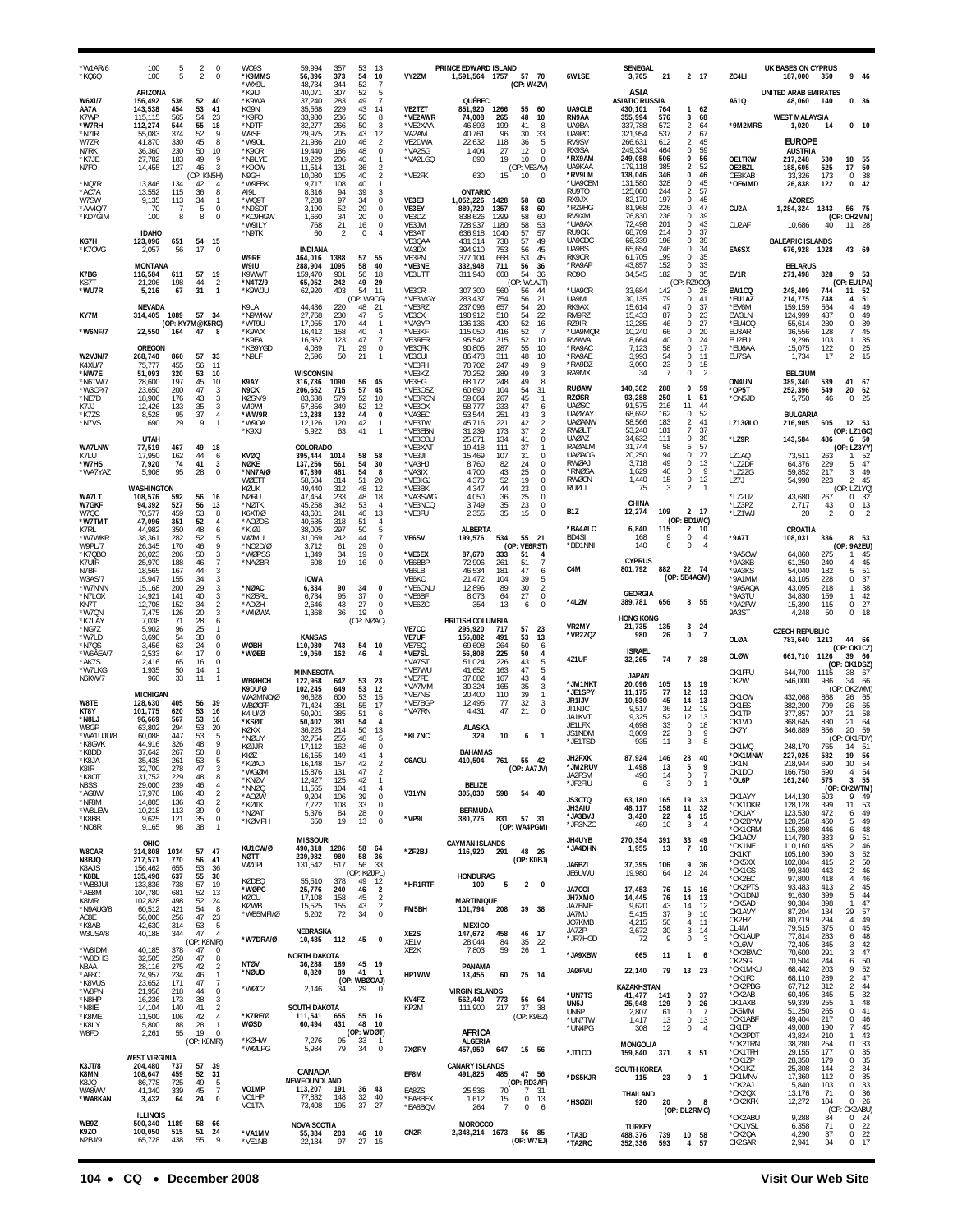*W1AR/6 100 5 2 0
*KQ6Q 100 5 2 0

**ARIZONA**
W6XI/7 156,492 536 52 40
AA7A 143,538 454 53 41
K7WP 115,115 565 54 23
*W7RH 112,274 544 55 18
*N7IR 55,083 374 52 9
W7ZR 41,870 330 45 8
N7RK 36,360 230 50 10
*K7JE 27,782 183 49 9
N7FO 14,455 127 46 3
(OP: KN5H)
*NQ7R 13,846 134 42 4
*AC7A 13,552 115 36 8
W7SW 9,135 113 34 1
*AA4Q/7 70 7 5 0
*KD7GIM 100 8 8 0

**IDAHO**
KG7H 123,096 651 54 15
*K7OVG 2,057 56 17 0

**MONTANA**
K7BG 116,584 611 57 19
KS7T 21,206 198 44 2
*WU7R 5,216 67 31 1

**NEVADA**
KY7M 314,405 1089 57 34
(OP: KY7M@K5RC)
*W6NF/7 22,550 164 47 8

**OREGON**
W2VJN/7 268,740 860 57 33
K4XU/7 75,777 455 56 11
*NW7E 51,093 320 53 10
*N6TW/7 28,600 197 45 10
*W3CP/7 23,650 200 47 3
*NE7D 18,906 176 43 3
K7JJ 12,426 133 35 3
*K7ZS 8,528 95 37 4
*N7VS 690 29 9 1

**UTAH**
WA7LNW 77,519 467 49 18
K7LU 17,950 162 44 6
*W7HS 7,920 74 41 3
*WA7YAZ 5,908 95 28 0

**WASHINGTON**
WA7LT 108,576 592 56 16
W7GKF 94,392 527 56 13
W7QC 70,577 459 53 8
*W7TMT 47,096 351 52 4
K7RL 44,982 350 48 6
*W7WKR 38,361 282 52 5
W9PL/7 26,345 170 46 9
*K7QBO 26,023 206 50 3
K7UIR 25,970 188 46 7
N7BF 18,565 167 44 3
W3AS/7 15,947 155 34 3
*W7NNN 15,168 200 29 3
*N7LOX 14,921 141 40 3
KN7T 12,708 152 34 2
*W7QN 7,475 126 20 3
*K7LAY 7,038 71 28 6
*NG7Z 5,902 96 25 1
*W7LD 3,690 54 30 0
*N7QS 3,456 63 24 0
*W6AEA/7 2,533 64 17 0
*AK7S 2,416 65 16 0
*W7LKG 1,935 50 14 1
N6KW/7 960 33 11 1

**MICHIGAN**
W8TE 128,630 405 56 39
KT8Y 101,775 620 53 16
*N8LJ 96,669 567 53 16
W8GP 63,802 294 53 20
*WA1UJU/8 60,088 447 53 5
*K8GVK 44,916 326 48 9
*K8DD 37,642 267 50 8
*K8JA 35,438 261 53 5
K8IR 32,700 278 47 3
*K8OT 31,752 229 48 8
N8SS 29,000 239 46 4
*AG8W 17,976 186 40 2
*NF8M 14,805 136 43 2
*W8LEW 10,218 113 39 0
*K8BB 9,625 121 35 0
*NO8R 9,165 98 38 1

**OHIO**
W8CAR 314,808 1034 57 47
N8BJQ 217,571 770 56 41
K8AJS 156,462 655 53 36
*K8BL 135,490 637 55 30
*WB8JUI 133,836 738 57 19
*AE8M 104,780 681 52 13
K8MR 102,828 498 52 24
*N8AUG/8 60,512 421 54 8
AC8E 56,000 256 47 23
*K8AB 42,630 314 53 5
W3USA/8 40,188 344 47 4
(OP: K8MR)
*W8IDM 40,185 378 47 0
*W8DHG 32,505 250 47 8
N8AA 28,116 275 42 2
*AF8C 24,957 234 46 1
*K8VUS 23,652 171 47 7
*W8PN 21,956 218 44 0
*N8HP 16,236 173 38 3
*N8IE 14,104 140 41 2
*K8ME 11,500 106 42 4
*K8LY 5,800 88 28 1
W8FD 2,261 55 19 0
(OP: K8MR)

**WEST VIRGINIA**
K3JT/8 204,480 737 57 39
K8MN 108,647 459 52 31
K8JQ 86,778 725 49 5
WA8WV 41,340 339 45 7
*WA8KAN 3,432 64 24 0

**ILLINOIS**
WB9Z 500,340 1189 58 66
K9ZO 100,050 515 51 24
N2BJ/9 65,728 438 55 9
WC9S 59,994 357 53 13
*K9MMS 56,896 373 54 10
*WX9U 48,734 344 52 7
*K9IJ 40,071 307 52 5
*K9WA 37,240 283 49 7
KG9N 35,568 229 43 14
*K9FO 33,930 236 50 8
*N9TF 32,277 266 50 3
W9SE 29,975 205 43 12
*W9OL 21,936 210 46 2
*K9OR 19,440 186 48 0
*N9LYE 19,229 206 40 1
*K9OW 11,514 131 36 2
N9GH 10,080 105 40 2
*W9EBK 9,717 106 40 1
AI9L 8,316 94 39 3
*WQ9T 7,208 97 34 0
*N9SDT 3,190 52 29 0
*KC9HGW 1,660 34 20 0
*W9ILY 768 21 16 0
*N9TK 60 2 0 4

**INDIANA**
W9RE 464,016 1388 57 55
W9IU 288,904 1095 58 40
K9WWT 159,470 901 56 18
*N4TZ/9 65,052 242 49 29
*K9WJU 62,920 403 54 11
(OP: W9CG)
K9LA 44,436 220 48 21
*N9WKW 27,768 230 47 5
*WT9U 17,055 170 44 1
*K9WX 16,412 158 40 4
*K9EA 16,362 123 47 7
*KB9YGD 4,089 71 29 0
*N9LF 2,596 50 21 1

**WISCONSIN**
K9AY 316,736 1090 56 45
N9CK 206,652 715 57 45
KØSN/9 83,638 579 52 10
WI9WI 57,856 349 52 12
*WW9R 13,288 132 44 0
*W9OA 12,126 120 42 1
*K9XJ 5,922 63 41 1

**COLORADO**
KVØQ 395,444 1014 58 58
NØKE 137,256 561 54 30
*NN7A/Ø 67,890 481 54 8
WØETT 58,504 314 51 20
KØUK 49,440 312 48 12
NØRU 47,454 233 48 18
*NØTK 45,258 342 53 4
K6XT/Ø 43,601 241 46 13
*ACØDS 40,535 318 51 4
*KIØJ 38,005 297 50 5
WØMU 31,059 242 44 7
*NCØD/Ø 3,712 61 29 0
*WØPSS 1,349 34 19 0
*NAØBR 608 19 16 0

**IOWA**
*NØAC 6,834 90 34 0
*KØSRL 6,734 95 37 0
*ADØH 2,646 43 27 0
*WIØWA 1,368 36 19 0
(OP: NØAC)

**KANSAS**
WØBH 110,080 743 54 10
*WØEB 19,050 162 46 4

**MINNESOTA**
WBØHCH 122,968 642 53 23
K9DU/Ø 102,245 649 53 12
WA2MNO/Ø 96,628 600 53 15
WBØOFF 71,424 381 55 17
K4IU/Ø 50,901 385 51 6
*KSØT 50,402 381 54 4
KØKX 36,225 214 50 13
*NØUY 32,754 255 48 5
KØJJR 17,112 162 46 0
KIØZ 16,155 149 41 4
*KØAD 16,148 157 42 2
*WØØM 15,876 131 47 2
*KNØV 12,427 125 42 1
*NNØQ 11,565 104 41 4
*ACØW 9,204 106 39 0
*KØTK 7,722 108 33 0
*NØAT 5,376 84 28 0
*KØMPH 650 19 13 0

**MISSOURI**
KU1CW/Ø 490,318 1286 58 64
NØTT 239,982 980 58 36
WØJPL 131,542 517 56 33
(OP: KØJPL)
KØDEQ 55,510 378 49 12
*WØPC 25,776 240 46 2
KØOU 17,108 158 45 2
KØWB 15,525 155 43 2
*WB5MFI/Ø 5,202 72 34 0

**NEBRASKA**
*W7DRA/Ø 10,485 112 45 0

**NORTH DAKOTA**
NTØV 36,288 189 45 19
*NØUD 8,820 89 41 1
(OP: WBØOAJ)
*WØCZ 2,146 34 29 0

**SOUTH DAKOTA**
*K7RE/Ø 111,541 655 55 16
WØSD 60,494 431 48 10
(OP: WDØT)
*KØHW 7,276 95 33 1
*WØLPG 5,984 79 34 0

## CANADA

**NEWFOUNDLAND**
VO1MP 113,207 191 36 43
VO1HP 77,832 148 32 40
VO1TA 73,408 195 37 27

**NOVA SCOTIA**
*VA1MM 55,384 203 46 10
*VE1NB 22,134 97 27 15

**PRINCE EDWARD ISLAND**
VY2ZM 1,591,564 1757 57 70
(OP: W4ZV)

**QUÉBEC**
VE2TZT 851,920 1266 55 60
*VE2AWR 74,008 265 48 10
*VE2XAA 46,893 199 41 8
VA2AM 40,761 96 30 33
VE2DWA 22,632 118 36 5
*VA2SG 1,404 27 12 0
*VA2LGQ 890 19 10 0
(OP: VE3AV)
*VE2FK 630 15 10 0

**ONTARIO**
VE3EJ 1,052,226 1428 58 68
VE3EY 889,720 1357 58 60
VE3DZ 838,626 1299 58 60
VE3JM 728,937 1180 58 53
VE3AT 636,918 1040 57 57
VE3QAA 431,314 738 57 49
VA3DX 394,910 753 56 45
VE3PN 377,104 668 53 45
*VE3NE 332,948 711 56 36
VE3UTT 311,940 668 54 36
(OP: W1AJT)
VE3CR 307,300 560 56 44
*VE3MGY 283,437 754 56 21
*VE3RZ 237,096 657 54 20
VE3CX 190,912 510 54 22
*VA3YP 136,136 420 52 16
*VE3KF 115,050 416 52 7
VE3RER 95,542 315 52 10
VE3CFK 90,805 287 55 10
VE3CUI 86,478 311 48 10
*VE3FH 70,702 247 49 9
*VE3KZ 70,252 289 49 3
VE3HG 68,172 248 49 8
*VE3OSZ 60,690 104 54 31
*VE3RCN 59,064 267 45 1
*VE3OX 58,777 233 47 6
*VA3EC 53,544 251 43 3
*VE3TW 45,716 221 42 2
*VE3EBN 31,239 173 37 2
*VE3OBU 25,871 134 41 0
*VE3XAT 19,418 111 37 1
*VE3JI 15,469 107 31 0
*VA3HJ 8,760 82 24 0
*VA3IX 4,700 43 25 0
*VE3IGJ 4,370 52 19 0
*VE3BK 4,347 44 23 0
*VA3SWG 4,050 36 25 0
*VE3NCQ 3,749 35 23 0
*VE3FU 2,355 35 15 0

**ALBERTA**
VE6SV 199,576 534 55 21
(OP: VE6RST)
*VE6EX 87,670 333 51 4
VE6BBP 72,906 261 51 7
VE6LB 46,534 181 47 6
VE6KC 21,472 104 39 5
*VE6CNU 12,896 89 30 2
*VE6BF 8,073 64 27 0
*VE6ZC 354 13 6 0

**BRITISH COLUMBIA**
VE7CC 295,920 717 57 23
VE7UF 156,882 491 53 13
VE7SQ 69,608 264 50 6
*VE7SL 56,808 225 50 4
*VA7ST 51,024 226 43 5
*VE7WU 41,652 163 47 5
*VE7FE 37,882 167 43 4
*VA7MM 30,324 165 35 3
*VE7NS 20,400 110 39 1
*VE7BGP 12,495 77 32 3
*VA7RN 4,431 47 21 0

**ALASKA**
*KL7NC 329 10 6 1

**BAHAMAS**
C6AGU 410,504 761 55 42
(OP: AA7JV)

**BELIZE**
V31YN 305,030 598 54 40

**BERMUDA**
*VP9I 380,776 831 57 31
(OP: WA4PGM)

**CAYMAN ISLANDS**
*ZF2BJ 116,920 291 48 26
(OP: KØBJ)

**HONDURAS**
*HR1RTF 100 5 2 0

**MARTINIQUE**
FM5BH 101,794 208 39 38

**MEXICO**
XE2S 147,672 458 46 17
XE1V 28,044 84 35 22
XE2K 7,803 59 26 1

**PANAMA**
HP1WW 13,455 60 25 14

**VIRGIN ISLANDS**
KV4FZ 562,440 773 56 64
KP2M 111,900 217 37 38
(OP: K9EZ)

## AFRICA

**ALGERIA**
7XØRY 457,950 647 15 56

**CANARY ISLANDS**
EF8M 491,825 485 47 56
(OP: RD3AF)
EA8ZS 25,536 70 7 31
*EA8BEX 1,612 15 0 13
*EA8BQM 264 7 0 6

**MOROCCO**
CN2R 2,348,214 1673 56 85
(OP: W7EJ)

**SENEGAL**
6W1SE 3,705 21 2 17

## ASIA

**ASIATIC RUSSIA**
UA9CLB 430,101 764 1 62
RN9AA 355,994 576 3 68
UA6BA 337,788 572 2 64
UA9PC 321,954 537 2 67
RV9SV 266,631 612 2 45
RX9SA 249,334 464 0 59
*RX9AM 249,088 506 0 56
UA9KAA 179,118 385 2 52
*RV9LM 138,046 346 0 46
*UA9CBM 131,580 328 0 45
RU9TO 125,080 244 2 57
RX9JX 82,170 197 0 45
*RZ9HG 81,968 226 0 47
RV9XM 76,830 236 0 39
*UA9AX 72,498 201 0 43
RU9CK 68,709 214 0 37
UA9CDC 66,339 196 0 39
UA9BS 65,654 246 0 34
RK9CR 61,705 199 0 35
*RA9AP 43,857 152 0 33
RO9O 34,545 182 0 35
(OP: RZ9OO)
*UA9CR 33,684 142 0 28
UA9MI 30,135 79 0 41
RK9AX 15,614 47 0 37
RM9RZ 15,433 87 0 23
RZ9IR 12,285 46 0 27
*UA9MQR 10,240 66 0 20
RV9WA 8,664 40 0 24
*RA9AC 7,123 58 0 17
*RA9AE 3,993 54 0 11
*RA9DZ 3,090 23 0 15
RA9MX 34 7 0 2

RUØAW 140,302 288 0 59
RZØSR 93,288 250 1 51
UAØSC 91,575 216 11 44
UAØYAY 68,692 162 0 52
UAØANW 58,566 183 2 41
RWØLT 53,240 181 7 37
UAØAZ 34,632 111 0 39
RAØALM 31,744 58 5 57
UAØACG 20,250 94 0 27
RWØAJ 3,718 49 0 13
*RNØSA 1,629 46 0 9
RWØCN 1,440 15 0 12
RUØLL 75 3 2 1

**CHINA**
B1Z 12,274 109 2 17
(OP: BD1WC)
*BA4ALC 6,840 115 2 10
BD4SI 168 9 0 4
*BD1NNI 140 6 0 4

**CYPRUS**
C4M 801,792 882 22 74
(OP: 5B4AGM)

**GEORGIA**
*4L2M 389,781 656 8 55

**HONG KONG**
VR2MY 21,735 135 3 24
*VR2ZQZ 980 26 0 7

**ISRAEL**
4Z1UF 32,265 74 7 38

**JAPAN**
*JM1NKT 20,096 105 13 19
*JE1SPY 11,175 77 12 13
JR1IJV 10,530 45 14 13
JI1NJC 9,517 36 12 19
JA1KVT 9,325 52 12 13
JE1LFX 4,698 33 0 18
JS1NDM 3,009 22 8 9
*JE1TSD 935 11 3 8

JH2FXK 87,924 146 28 40
*JM2RUV 1,498 13 5 9
JA2FSM 490 14 0 7
*JF2FIU 6 3 0 1

JS3CTQ 63,180 165 19 33
JH3AIU 48,117 158 11 32
*JA3BVJ 3,420 22 4 15
*JR3NZC 469 10 3 4

JH4UYB 270,354 391 33 49
*JA4DHN 1,955 13 7 10

JA6BZI 37,395 106 9 36
JE6UWU 19,980 64 12 24

JA7COI 17,453 76 15 16
JH7XMO 14,445 76 14 13
JA7BME 9,620 43 14 12
JA7MJ 5,415 37 9 10
JO7KMB 4,215 50 4 11
JA7ZP 3,672 30 3 14
*JR7HOD 72 9 0 3

*JA9XBW 665 11 1 6

JAØFVU 22,140 79 13 23

**KAZAKHSTAN**
*UN7TS 41,477 141 0 37
UN5J 25,948 129 0 26
UN6P 2,807 61 0 7
*UN7TW 1,417 13 0 13
*UN4PG 308 12 0 4

**MONGOLIA**
*JT1CO 159,840 371 3 51

**SOUTH KOREA**
*DS5KJR 115 23 0 1

**THAILAND**
*HSØZII 920 20 0 8
(OP: DL2RMC)

**TURKEY**
*TA3D 488,376 739 10 58
*TA2RC 352,336 593 4 57

**UK BASES ON CYPRUS**
ZC4LI 187,000 350 9 46

**UNITED ARAB EMIRATES**
A61Q 48,060 140 0 36

**WEST MALAYSIA**
*9M2MRS 1,020 14 0 10

## EUROPE

**AUSTRIA**
OE1TKW 217,248 530 18 55
OE2BZL 188,605 525 17 50
(OP: OH2MM)
OE3KAB 33,326 173 0 38
*OE6IMD 26,838 122 0 42

**AZORES**
CU2A 1,284,324 1343 56 75
CU2AF 10,686 40 11 28

**BALEARIC ISLANDS**
EA6SX 676,928 1028 43 69

**BELARUS**
EV1R 271,498 828 9 53
(OP: EU1PA)
EW1CQ 248,409 744 11 52
*EU1AZ 214,775 748 4 51
*EV6M 159,159 564 4 49
EW3LN 124,999 487 0 49
*EU4CQ 55,614 280 0 39
EU3AR 36,556 128 7 45
EU2EU 19,296 103 1 35
*EU6AA 15,075 122 0 25
EU7SA 1,734 17 2 15

**BELGIUM**
ON4UN 389,340 539 41 67
*OP5T 252,396 549 20 62
*ON5JD 5,750 46 0 25

**BULGARIA**
LZ130LO 216,905 605 12 53
(OP: LZ1GC)
*LZ9R 143,584 486 6 50
(OP: LZ3YY)
LZ1AQ 73,511 263 1 52
*LZ2DF 64,376 229 5 47
*LZ2ZG 59,852 217 3 49
LZ7J 54,990 223 2 45
(OP: LZ1YQ)
*LZ2UZ 43,680 267 0 32
*LZ3PZ 2,717 43 0 13
*LZ1WJ 20 2 0 2

**CROATIA**
*9A7T 108,031 336 8 53
(OP: 9A2EU)
*9A5OW 64,860 275 1 45
*9A3KB 61,250 240 4 45
*9A3KS 54,040 182 5 51
*9A1MM 43,105 228 0 37
*9A5AQA 43,095 218 1 38
*9A3TU 34,830 159 1 42
*9A2FW 15,390 115 0 27
9A3ST 4,248 50 0 18

**CZECH REPUBLIC**
OLØA 783,640 1213 44 66
(OP: OK1CZ)
OLØW 661,710 1126 39 66
(OP: OK1DSZ)
OK1FFU 644,700 1115 38 67
OK2W 546,000 986 34 66
(OP: OK2WM)
OK1CW 432,068 868 26 65
OK1ES 382,200 799 26 65
OK1TP 377,857 907 21 58
OK1VD 368,645 830 21 64
OK7Y 346,889 856 20 59
(OP: OK1FDY)
OK1MQ 248,170 765 14 51
*OK1MNW 227,025 582 19 56
OK1NI 218,944 690 10 54
OK1DO 166,750 590 4 54
*OL6P 161,240 575 3 55
(OP: OK2WTM)
OK1AYY 144,130 503 9 49
*OK1DKR 128,128 399 11 53
*OK1AY 123,530 472 6 49
*OK2BYW 120,258 460 5 49
*OK1CRM 115,398 446 6 48
OK1AOV 114,780 383 9 51
*OK1NE 110,160 485 2 46
OK1KT 105,160 390 3 52
*OK5XX 102,804 415 2 50
*OK1GS 99,840 443 2 46
*OK2EC 97,800 418 4 46
*OK2PTS 93,483 413 2 45
*OK1DNJ 91,630 399 5 44
*OK5AD 90,384 398 1 47
OK1AVY 87,204 134 29 57
OK2HZ 80,719 294 4 49
OL4M 79,515 375 0 45
*OK1AUP 77,814 283 6 48
*OL6W 72,405 345 3 42
*OK2BWC 70,600 291 3 47
OK2SG 70,504 244 6 50
*OK1MKU 68,442 203 9 52
*OK1FC 68,110 289 2 47
*OK2PBG 67,712 312 2 44
*OK2AB 60,495 345 5 32
OK1AXB 59,339 255 1 48
OK5MM 51,250 265 0 41
*OK1ABF 49,404 217 0 46
OK1EP 49,088 190 7 45
*OK2PDT 43,824 210 1 43
*OK2TRN 38,280 254 0 33
*OK1TFH 29,155 177 0 35
*OK1ZP 28,350 179 0 35
*OK1KZ 25,308 144 2 34
OK1MNV 17,360 112 0 35
*OK2AJ 15,840 103 0 33
*OK2QX 13,176 71 0 36
*OK2KFK 12,272 104 0 26
(OP: OK2ABU)
*OK2ABU 9,288 84 0 24
*OK1VSL 6,358 71 0 22
*OK2QA 4,290 37 0 22
OK2SAR 2,941 34 0 17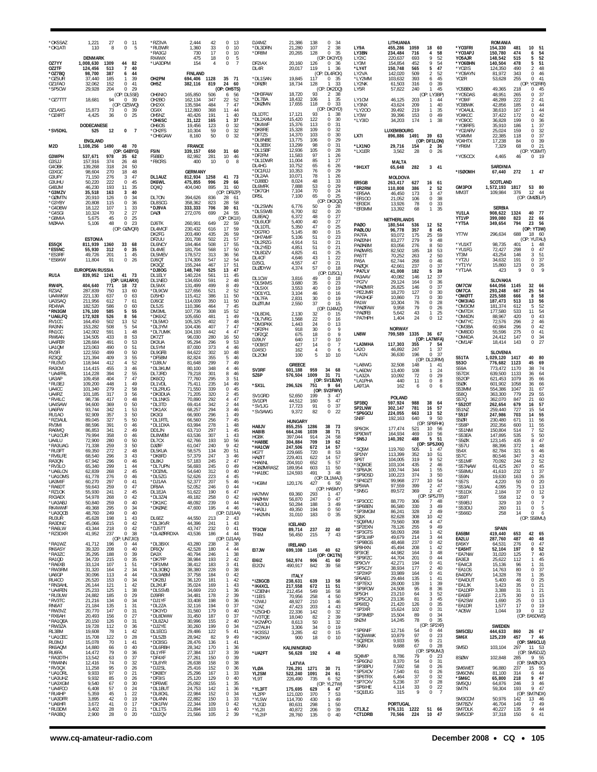| Call | Score | QSOs | Zones | Countries |
|---|---|---|---|---|
| *OK5SAZ | 1,221 | 27 | 0 | 11 |
| *OK1ATI | 110 | 8 | 0 | 5 |
| **DENMARK** | | | | |
| OZ7YY | 1,008,630 | 1309 | 44 | 82 |
| OZ2TF | 124,456 | 513 | 7 | 40 |
| *OZ7BQ | 98,700 | 387 | 6 | 44 |
| *OZ5UR | 37,440 | 185 | 1 | 39 |
| OZ1FAO | 32,062 | 152 | 0 | 41 |
| *5P5CW | 29,928 | 204 | 0 | 29 |
| (OP: DL5SE) | | | | |
| *OZ7TTT | 18,681 | 94 | 0 | 39 |
| (OP: OZ5WQ) | | | | |
| OZ1AXG | 15,873 | 73 | 0 | 39 |
| *OZ4RT | 4,425 | 36 | 0 | 25 |
| **DODECANESE** | | | | |
| *SV5DKL | 525 | 12 | 0 | 7 |
| **ENGLAND** | | | | |
| M2D | 1,108,256 | 1490 | 48 | 70 |
| (OP: G4BYG) | | | | |
| G3WPH | 537,671 | 978 | 35 | 62 |
| G3SJJ | 157,916 | 374 | 26 | 48 |
| G4OBK | 139,268 | 318 | 24 | 50 |
| G3XGC | 98,604 | 270 | 18 | 48 |
| G3UFY | 71,150 | 276 | 3 | 47 |
| G3UHU | 50,220 | 222 | 0 | 45 |
| G4BJM | 46,230 | 193 | 11 | 35 |
| *G3MZV | 35,518 | 163 | 3 | 40 |
| *G0MTN | 20,910 | 126 | 0 | 34 |
| *G3YBY | 20,808 | 115 | 0 | 36 |
| *G4DBW | 18,122 | 107 | 1 | 33 |
| *G4SGI | 10,324 | 70 | 2 | 27 |
| *G8MIA | 5,675 | 45 | 0 | 25 |
| M0AAA | 5,106 | 48 | 0 | 23 |
| (OP: G0VQR) | | | | |
| **ESTONIA** | | | | |
| ES5QX | 811,939 | 1360 | 33 | 68 |
| *ES5NC | 55,930 | 312 | 0 | 35 |
| *ES3RF | 49,726 | 201 | 1 | 45 |
| *ES6KW | 11,804 | 91 | 0 | 26 |
| **EUROPEAN RUSSIA** | | | | |
| RU1A | 839,952 | 1241 | 41 | 73 |
| (OP: UA1ARX) | | | | |
| RW4PL | 404,640 | 771 | 18 | 72 |
| RZ3AZ | 287,839 | 750 | 13 | 60 |
| UA4WKW | 221,130 | 637 | 0 | 63 |
| UA3SAQ | 211,956 | 612 | 7 | 61 |
| RD4WA | 182,520 | 586 | 0 | 60 |
| *RN3GM | 176,100 | 585 | 5 | 55 |
| *UA6LFQ | 172,928 | 526 | 8 | 56 |
| RV1CC | 164,450 | 502 | 13 | 52 |
| RA3NN | 153,282 | 508 | 5 | 54 |
| RN1CC | 142,002 | 591 | 1 | 48 |
| RW6AN | 134,505 | 433 | 8 | 53 |
| UA4FER | 128,684 | 491 | 0 | 53 |
| UA1QM | 123,063 | 490 | 0 | 51 |
| RV3FI | 122,550 | 499 | 0 | 50 |
| RZ3QZ | 121,394 | 409 | 3 | 55 |
| *RU3VD | 118,944 | 412 | 4 | 52 |
| RA3CM | 114,415 | 455 | 3 | 46 |
| *UA4FRL | 114,228 | 394 | 2 | 55 |
| UA3AP | 109,458 | 404 | 7 | 47 |
| *RU3EJ | 109,200 | 448 | 1 | 49 |
| UA4CC | 101,340 | 279 | 2 | 58 |
| UA4RZ | 101,185 | 317 | 3 | 56 |
| *RV4LC | 98,736 | 417 | 0 | 48 |
| UA4SAW | 94,600 | 369 | 0 | 50 |
| UA6FW | 93,744 | 342 | 1 | 53 |
| RU1AO | 92,909 | 357 | 3 | 50 |
| *RZ3AUL | 89,040 | 327 | 5 | 50 |
| RV3MI | 88,596 | 391 | 0 | 46 |
| RA6MQ | 86,853 | 341 | 2 | 49 |
| *UA1CUR | 79,994 | 358 | 0 | 46 |
| UA4LU | 72,900 | 280 | 0 | 50 |
| *RA3UAG | 71,338 | 259 | 3 | 50 |
| *RU3FT | 69,350 | 272 | 2 | 48 |
| *RV6LFE | 68,540 | 296 | 3 | 43 |
| RQ3QN | 67,942 | 296 | 0 | 46 |
| *RV3LO | 65,340 | 299 | 1 | 44 |
| *UA6LCN | 62,839 | 268 | 2 | 45 |
| *UA1OMS | 61,778 | 276 | 0 | 41 |
| UA3MIF | 60,270 | 297 | 0 | 41 |
| *RA6DT | 59,643 | 259 | 0 | 47 |
| *RZ1OK | 55,930 | 241 | 2 | 45 |
| RX3AEX | 54,978 | 268 | 0 | 42 |
| *UA3ABJ | 50,840 | 259 | 0 | 40 |
| RK4WWF | 49,368 | 295 | 0 | 34 |
| *UA3QCB | 48,760 | 249 | 0 | 40 |
| RU3UR | 45,628 | 198 | 1 | 43 |
| RA3DNC | 45,066 | 215 | 0 | 42 |
| *RA6LW | 43,344 | 218 | 0 | 42 |
| *RZ3DXR | 41,952 | 237 | 0 | 38 |
| (OP: UN7JID) | | | | |
| *RA1WZ | 41,712 | 196 | 0 | 44 |
| RK6ASY | 39,320 | 208 | 0 | 40 |
| *RA3ZC | 35,295 | 188 | 0 | 39 |
| RA1QD | 34,720 | 215 | 0 | 35 |
| *RA6XB | 33,124 | 107 | 1 | 51 |
| *RW3RM | 31,320 | 164 | 2 | 34 |
| UA6GP | 30,096 | 113 | 4 | 44 |
| RU4CO | 26,520 | 153 | 0 | 34 |
| *RN3AHL | 26,144 | 121 | 1 | 42 |
| *UA4FEN | 25,233 | 125 | 1 | 38 |
| *RU3UW | 24,882 | 185 | 0 | 29 |
| *RV3TC | 21,216 | 134 | 0 | 34 |
| RN6AT | 21,184 | 135 | 1 | 31 |
| *RW3VZ | 20,770 | 147 | 0 | 31 |
| *RX6AH | 20,493 | 156 | 0 | 27 |
| *RA1QEA | 20,150 | 126 | 0 | 31 |
| *RW3ZA | 19,728 | 112 | 0 | 36 |
| RL3BM | 19,608 | 78 | 1 | 42 |
| *UA1CEC | 15,708 | 122 | 0 | 28 |
| RU3MJ | 15,078 | 70 | 1 | 41 |
| RK6AQN | 14,880 | 66 | 0 | 40 |
| RU6FA | 14,472 | 79 | 0 | 36 |
| *RA3DTH | 13,542 | 63 | 0 | 37 |
| *RW4NN | 12,416 | 74 | 0 | 32 |
| *RV3QX | 11,258 | 95 | 0 | 26 |
| *UA1ORL | 9,933 | 97 | 0 | 21 |
| *UA3UHZ | 9,932 | 85 | 0 | 26 |
| *UA3XGM | 9,540 | 67 | 0 | 30 |
| *UA4FCO | 6,408 | 57 | 0 | 24 |
| *RU4HP | 5,359 | 45 | 1 | 22 |
| *UA3DFR | 3,895 | 42 | 0 | 19 |
| *UA6HFI | 3,672 | 41 | 0 | 17 |
| *RU3DM | 3,402 | 28 | 0 | 21 |
| *RA3BQ | 2,900 | 28 | 0 | 20 |
| *RZ3VA | 2,444 | 42 | 0 | 13 |
| *RU3WR | 1,360 | 33 | 0 | 10 |
| *RA3GJ | 730 | 17 | 0 | 10 |
| RX4WX | 475 | 18 | 0 | 5 |
| *UA3DPM | 154 | 4 | 0 | 7 |
| **FINLAND** | | | | |
| OH2PM | 694,406 | 1128 | 35 | 71 |
| OH5Z | 382,116 | 819 | 24 | 60 |
| (OP: OH5TS) | | | | |
| OH6NIO | 165,850 | 506 | 6 | 56 |
| OH2BO | 162,134 | 347 | 22 | 52 |
| OH2XX | 135,594 | 484 | 7 | 47 |
| OG4X | 112,860 | 368 | 11 | 44 |
| OH5NZ | 40,426 | 191 | 1 | 40 |
| *OH6SC | 31,122 | 165 | 1 | 37 |
| OH6OS | 19,456 | 123 | 0 | 32 |
| *OH2FS | 10,304 | 59 | 0 | 32 |
| *OH6GAW | 8,160 | 50 | 0 | 32 |
| **FRANCE** | | | | |
| F5IN | 339,157 | 650 | 31 | 60 |
| F5BBD | 82,992 | 281 | 10 | 46 |
| *F8CRS | 400 | 10 | 0 | 8 |
| **GERMANY** | | | | |
| DL1AUZ | 812,934 | 1258 | 41 | 73 |
| DK6WL | 475,855 | 996 | 29 | 66 |
| DQ4Q | 404,040 | 895 | 31 | 60 |
| (OP: DF9ZP) | | | | |
| DL7ON | 394,626 | 836 | 28 | 61 |
| DL8SCG | 358,362 | 823 | 28 | 58 |
| *DJ9VA | 333,333 | 706 | 30 | 61 |
| DA0I | 272,076 | 699 | 24 | 55 |
| (OP: DK1II) | | | | |
| DJ6TK | 260,901 | 649 | 22 | 59 |
| DL4MCF | 230,432 | 616 | 17 | 59 |
| DK2FG | 203,490 | 435 | 26 | 59 |
| DF2UU | 201,708 | 502 | 21 | 57 |
| DL6NCY | 184,464 | 508 | 17 | 55 |
| DL4ME | 181,704 | 568 | 17 | 50 |
| DL5MEV | 178,572 | 313 | 36 | 56 |
| DJ6QT | 174,306 | 547 | 12 | 54 |
| DK3QZ | 155,244 | 467 | 17 | 51 |
| *DJ8OG | 148,740 | 525 | 13 | 47 |
| DL1ELY | 140,224 | 561 | 11 | 45 |
| DL1NEO | 134,650 | 591 | 2 | 48 |
| DL5MX | 131,499 | 499 | 8 | 49 |
| *DL9CW | 127,656 | 521 | 2 | 52 |
| DJ5HD | 115,412 | 386 | 11 | 50 |
| DJ6OZ | 114,009 | 350 | 11 | 50 |
| DL5JS | 110,396 | 464 | 7 | 45 |
| DM3ML | 107,736 | 308 | 15 | 52 |
| DL6KZ | 105,650 | 481 | 1 | 49 |
| *DL5MO | 105,325 | 402 | 7 | 48 |
| *DL3YM | 104,436 | 407 | 7 | 47 |
| *DL7UMK | 104,193 | 442 | 4 | 47 |
| DK7ZT | 96,030 | 280 | 16 | 50 |
| DK3UA | 95,294 | 296 | 9 | 53 |
| DL5YM | 87,000 | 373 | 4 | 46 |
| DL9GFB | 84,622 | 302 | 10 | 48 |
| *DF5BM | 82,824 | 355 | 5 | 46 |
| *DJ8UV | 81,648 | 299 | 7 | 49 |
| *DL3KUM | 80,100 | 348 | 4 | 46 |
| DL7JRD | 79,218 | 301 | 8 | 46 |
| DK6CQ | 77,760 | 295 | 3 | 51 |
| DL1VDL | 75,411 | 235 | 14 | 49 |
| *DL2RUG | 71,550 | 339 | 0 | 45 |
| *DK3DUA | 71,205 | 320 | 2 | 45 |
| *DL1NKS | 70,890 | 292 | 4 | 47 |
| *DL3TD | 69,414 | 342 | 2 | 44 |
| *DK1AX | 68,257 | 294 | 3 | 46 |
| DK3GI | 66,900 | 296 | 1 | 49 |
| *DL1RTL | 66,560 | 256 | 7 | 45 |
| *DL1DXA | 63,994 | 278 | 1 | 48 |
| DD1JN | 63,710 | 297 | 1 | 45 |
| DL8WEM | 63,536 | 307 | 1 | 43 |
| DL7CX | 62,766 | 193 | 10 | 56 |
| DJ0IF | 61,047 | 240 | 9 | 42 |
| DL5KUA | 58,575 | 134 | 20 | 51 |
| *DK8FD | 57,379 | 247 | 3 | 46 |
| DL8KJ | 57,183 | 245 | 2 | 47 |
| *DL7UPN | 56,693 | 245 | 0 | 49 |
| *DO2ML | 54,640 | 312 | 0 | 40 |
| *DL5ZG | 52,626 | 223 | 4 | 45 |
| *DJ1AA | 52,377 | 207 | 5 | 46 |
| DF8AA | 52,052 | 246 | 0 | 44 |
| DL1EJA | 51,622 | 190 | 6 | 47 |
| *DL3ZAI | 49,182 | 258 | 0 | 42 |
| *DK1KC | 48,092 | 239 | 0 | 44 |
| *DK0AE | 47,600 | 195 | 4 | 46 |
| (OP: DJ1AA) | | | | |
| DL6EZ | 44,550 | 213 | 2 | 43 |
| *DL3KVR | 44,396 | 241 | 1 | 43 |
| *DJ5TT | 43,747 | 232 | 0 | 41 |
| *DL40RRDXA | 43,536 | 186 | 4 | 44 |
| *DL3BXX | 43,280 | 238 | 2 | 38 |
| DF6QV | 42,528 | 180 | 4 | 44 |
| DK3X | 40,794 | 246 | 1 | 38 |
| *DK7FP | 38,984 | 193 | 2 | 42 |
| *DF1MM | 38,412 | 183 | 3 | 41 |
| *DL3OBQ | 38,380 | 228 | 0 | 38 |
| DL9ABM | 37,758 | 184 | 0 | 42 |
| *DK2BJ | 36,120 | 181 | 1 | 42 |
| DL2KUF | 35,024 | 169 | 1 | 43 |
| *DL5SVB | 34,669 | 210 | 1 | 36 |
| DJ9RR | 34,481 | 178 | 2 | 39 |
| *DJ1YF | 33,408 | 198 | 0 | 36 |
| *DL2ZA | 32,116 | 194 | 0 | 37 |
| DK3YD | 31,560 | 179 | 0 | 40 |
| *DL8DWW | 31,450 | 187 | 0 | 37 |
| *DL8ZAJ | 30,996 | 155 | 2 | 40 |
| *DL2YE | 30,260 | 199 | 0 | 34 |
| DL1ECG | 29,486 | 122 | 5 | 41 |
| *DL5ZB | 28,942 | 82 | 9 | 49 |
| *DO8SG | 28,476 | 136 | 1 | 41 |
| DL6RBH | 28,342 | 170 | 1 | 36 |
| DL1YFF | 27,384 | 137 | 3 | 39 |
| *DF4XF | 27,261 | 150 | 0 | 39 |
| *DL8YR | 26,638 | 158 | 0 | 38 |
| *DJ2SL | 25,416 | 152 | 0 | 36 |
| *DK8EY | 25,296 | 167 | 1 | 33 |
| *DF8IS | 25,120 | 129 | 0 | 40 |
| *DF6WE | 25,092 | 155 | 1 | 35 |
| *DL1BUT | 24,753 | 142 | 1 | 36 |
| *DL8CKL | 22,984 | 152 | 0 | 34 |
| *DL4NN | 22,882 | 150 | 1 | 33 |
| *DK1FW | 22,344 | 109 | 0 | 42 |
| *DL1TS | 21,894 | 103 | 1 | 40 |
| *DJ2QV | 21,566 | 105 | 2 | 39 |
| DJ4MZ | 21,386 | 138 | 0 | 34 |
| *DL3DRN | 21,280 | 107 | 2 | 38 |
| *DR8M | 20,265 | 128 | 0 | 35 |
| (OP: DK3YD) | | | | |
| DF2IAX | 20,160 | 126 | 0 | 36 |
| DL4R | 20,017 | 119 | 1 | 36 |
| (OP: DL4ROK) | | | | |
| *DL1SAN | 19,845 | 117 | 0 | 35 |
| *DR0R | 18,734 | 128 | 1 | 33 |
| (OP: DK2DQ) | | | | |
| *DH3FAW | 18,720 | 93 | 2 | 38 |
| *DL7BA | 18,432 | 106 | 1 | 35 |
| *DK0MN | 17,655 | 118 | 0 | 33 |
| (OP: DK3YD) | | | | |
| DL1DTC | 17,121 | 93 | 1 | 38 |
| *DL2AXM | 15,420 | 122 | 0 | 30 |
| *DK4WF | 15,376 | 113 | 0 | 31 |
| *DK8RE | 15,328 | 109 | 0 | 32 |
| *DF7ZS | 14,370 | 103 | 0 | 30 |
| *DL8NBE | 13,775 | 106 | 0 | 29 |
| *DL3EBX | 13,299 | 98 | 0 | 31 |
| *DL1SBF | 12,936 | 105 | 0 | 28 |
| *DF2FM | 11,583 | 97 | 1 | 26 |
| *DL1DWR | 11,004 | 85 | 1 | 27 |
| DL4HG | 10,752 | 65 | 6 | 26 |
| *DC1RJJ | 10,353 | 76 | 0 | 29 |
| *DL2AA | 10,071 | 78 | 1 | 26 |
| *DJ8BD | 8,024 | 48 | 1 | 33 |
| DL6MFK | 7,888 | 53 | 0 | 29 |
| *DK7GH | 7,104 | 70 | 0 | 24 |
| DR5L | 7,100 | 65 | 0 | 25 |
| (OP: DK3QZ) | | | | |
| *DL2SWN | 6,776 | 50 | 0 | 28 |
| *DL5SWB | 6,700 | 82 | 0 | 20 |
| DL8EAQ | 6,372 | 48 | 0 | 27 |
| *DL6UCF | 5,400 | 40 | 0 | 27 |
| *DL1DTL | 5,350 | 47 | 0 | 25 |
| *DG7RO | 5,145 | 80 | 0 | 15 |
| *DH7AMF | 5,106 | 51 | 0 | 23 |
| *DL2RZG | 4,914 | 51 | 0 | 21 |
| *DL2YED | 4,851 | 51 | 0 | 21 |
| *DL8DZV | 4,825 | 41 | 0 | 25 |
| DL4CF | 4,646 | 43 | 1 | 22 |
| DJ5CL | 4,557 | 47 | 0 | 21 |
| DL0DYW | 4,374 | 57 | 0 | 18 |
| (OP: DJ5CL) | | | | |
| DL1CW | 3,816 | 49 | 0 | 18 |
| *DL5KMS | 3,680 | 35 | 0 | 23 |
| *DL5XX | 3,553 | 40 | 0 | 19 |
| *DO1YCL | 3,104 | 46 | 0 | 16 |
| *DL7FA | 2,831 | 30 | 0 | 19 |
| DL0TUM | 2,550 | 37 | 0 | 15 |
| (OP: DJ4MZ) | | | | |
| *DL8DXL | 2,130 | 32 | 0 | 15 |
| *DL7VRG | 1,568 | 22 | 0 | 16 |
| *DM3PKK | 1,443 | 24 | 0 | 13 |
| *DF2PH | 918 | 30 | 0 | 9 |
| *DF2QZ | 675 | 18 | 0 | 9 |
| DJ9UY | 640 | 17 | 0 | 10 |
| *DO9ST | 427 | 14 | 0 | 7 |
| DJ4SO | 162 | 4 | 0 | 6 |
| DL2OM | 100 | 5 | | 10 |
| **GREECE** | | | | |
| SV3RF | 601,188 | 959 | 34 | 68 |
| SZ6P | 576,504 | 1009 | 31 | 71 |
| (OP: SV1BJW) | | | | |
| *SX1L | 296,526 | 751 | 9 | 64 |
| (OP: SV2FWV) | | | | |
| SV1GRD | 52,650 | 199 | 3 | 47 |
| SV1DPI | 44,512 | 160 | 5 | 47 |
| *SV1JG | 17,723 | 91 | 0 | 37 |
| *SV3AWG | 9,372 | 82 | 0 | 22 |
| **HUNGARY** | | | | |
| HA8JV | 855,255 | 1286 | 38 | 73 |
| HA8IB | 664,246 | 1039 | 38 | 71 |
| HG8K | 397,044 | 914 | 24 | 58 |
| *HA8BE | 304,884 | 709 | 19 | 62 |
| *HA1CW | 247,506 | 672 | 14 | 57 |
| HG7T | 229,665 | 720 | 8 | 53 |
| HA0IT | 229,401 | 622 | 14 | 57 |
| *HA6NL | 204,910 | 652 | 5 | 57 |
| HG80MRASZ | 189,954 | 603 | 11 | 50 |
| *HA1BC | 124,593 | 491 | 3 | 48 |
| (OP: DL1MAJ) | | | | |
| *HG9M | 120,176 | 427 | 6 | 50 |
| (OP: HA5MY) | | | | |
| HA7MW | 69,360 | 293 | 1 | 47 |
| HA0HW | 56,870 | 247 | 0 | 47 |
| *HA3OU | 50,284 | 188 | 3 | 49 |
| *HA3LI | 49,350 | 194 | 0 | 50 |
| *HA2MN | 31,010 | 183 | 0 | 35 |
| **ICELAND** | | | | |
| TF3CW | 89,714 | 237 | 22 | 40 |
| TF4M | 56,450 | 215 | 7 | 43 |
| **IRELAND** | | | | |
| EI7JW | 699,108 | 1145 | 40 | 62 |
| (OP: OK1TN) | | | | |
| EI6IZ | 562,974 | 906 | 41 | 60 |
| EI2CN | 490,917 | 842 | 39 | 58 |
| **ITALY** | | | | |
| *IZ8GCB | 238,631 | 639 | 13 | 58 |
| *IK4XCL | 217,558 | 672 | 11 | 51 |
| *IZ3ENH | 212,454 | 549 | 16 | 58 |
| *I1BS | 70,956 | 258 | 4 | 50 |
| *I2WIJ | 48,927 | 210 | 1 | 46 |
| *I2AZ | 47,423 | 203 | 4 | 43 |
| *IZ5GHD | 22,336 | 142 | 0 | 32 |
| *IV3TQE | 18,040 | 82 | 2 | 39 |
| *IK2WPO | 8,613 | 50 | 1 | 32 |
| *IZ7AUH | 3,306 | 34 | 0 | 19 |
| *IK3SSJ | 3,285 | 42 | 0 | 15 |
| *IK2IKW | 900 | 18 | 0 | 10 |
| **KALININGRAD** | | | | |
| *UA2FT | 56,628 | 192 | 4 | 48 |
| **LATVIA** | | | | |
| YL0A | 726,291 | 1271 | 30 | 71 |
| YL2SM | 522,240 | 1091 | 24 | 61 |
| YL9T | 226,490 | 735 | 6 | 52 |
| (OP: YL2TW) | | | | |
| *YL3FT | 175,695 | 629 | 6 | 47 |
| YL2PP | 121,020 | 370 | 7 | 53 |
| *YL5W | 114,700 | 430 | 1 | 49 |
| YL2GD | 80,631 | 298 | 1 | 50 |
| *YL2II | 40,872 | 206 | 0 | 39 |
| *YL2IP | 28,760 | 135 | 0 | 40 |
| **LITHUANIA** | | | | |
| LY9A | 455,286 | 1059 | 18 | 60 |
| LY3BN | 234,484 | 716 | 4 | 58 |
| LY2IC | 220,637 | 693 | 9 | 52 |
| LY3M | 154,854 | 452 | 9 | 54 |
| *LY4T | 150,748 | 565 | 5 | 47 |
| LY2VA | 142,020 | 509 | 2 | 52 |
| *LY2MM | 103,632 | 393 | 6 | 45 |
| LY2NK | 61,503 | 316 | 0 | 39 |
| LY5R | 57,822 | 240 | 1 | 45 |
| (OP: LY3BP) | | | | |
| LY1CM | 46,125 | 203 | 1 | 44 |
| LY3NX | 43,624 | 209 | 1 | 40 |
| *LY2OO | 39,492 | 219 | 1 | 35 |
| LY3W | 39,396 | 153 | 0 | 49 |
| *LY3ID | 34,203 | 174 | 1 | 38 |
| **LUXEMBOURG** | | | | |
| LX7I | 896,886 | 1491 | 39 | 63 |
| (OP: DF1LON) | | | | |
| *LX1NO | 29,716 | 154 | 2 | 36 |
| *LX1ER | 3,562 | 28 | 0 | 26 |
| **MALTA** | | | | |
| *9H1XT | 65,648 | 282 | 3 | 41 |
| **MOLDOVA** | | | | |
| ER5GB | 263,417 | 627 | 16 | 61 |
| *ER2RM | 110,808 | 386 | 2 | 52 |
| *ER5AA | 46,450 | 173 | 3 | 47 |
| *ER1OO | 21,052 | 106 | 0 | 38 |
| *ER3DX | 13,926 | 78 | 0 | 33 |
| *ER3MM | 13,392 | 68 | 1 | 35 |
| **NETHERLANDS** | | | | |
| PA0O | 180,544 | 536 | 12 | 52 |
| PA0LOU | 96,778 | 357 | 8 | 45 |
| PA7FA | 93,072 | 175 | 25 | 59 |
| PA0JNH | 83,277 | 279 | 9 | 48 |
| PA0ABM | 83,056 | 276 | 8 | 50 |
| PA0WRS | 82,502 | 185 | 18 | 53 |
| PA5TT | 70,252 | 263 | 2 | 50 |
| PA6A | 62,744 | 268 | 0 | 46 |
| PA0QX | 42,661 | 237 | 0 | 37 |
| *PA7LV | 41,008 | 182 | 5 | 39 |
| PA3AAV | 40,082 | 146 | 12 | 37 |
| *PG7V | 29,124 | 164 | 0 | 36 |
| *PA0MIR | 26,825 | 146 | 0 | 37 |
| *PE2JMR | 18,270 | 127 | 0 | 30 |
| *PA3HGF | 10,860 | 73 | 0 | 30 |
| PA1W | 10,304 | 76 | 0 | 28 |
| *PA0FAW | 9,958 | 79 | 0 | 26 |
| *PA0FEI | 5,642 | 43 | 1 | 25 |
| *PA7HPH | 1,404 | 24 | 0 | 12 |
| **NORWAY** | | | | |
| LN8W | 799,589 | 1335 | 36 | 67 |
| (OP: LA7MFA) | | | | |
| *LA3MHA | 117,303 | 355 | 7 | 54 |
| LA2O | 46,892 | 247 | 1 | 37 |
| *LA1N | 36,630 | 196 | 0 | 37 |
| (OP: DL2JRM) | | | | |
| *LA8WG | 32,508 | 148 | 1 | 41 |
| *LA6DW | 13,400 | 108 | 1 | 24 |
| *LA3ZA | 10,092 | 72 | 0 | 29 |
| *LA1PHA | 440 | 11 | 0 | 8 |
| LA9TJA | 162 | 6 | 0 | 6 |
| **POLAND** | | | | |
| SP3BQ | 597,924 | 988 | 38 | 64 |
| SP2LNW | 302,147 | 781 | 16 | 57 |
| *SP6GCU | 224,055 | 663 | 13 | 52 |
| SN8F | 192,163 | 640 | 9 | 50 |
| (OP: SP8FHK) | | | | |
| SP6CIK | 177,474 | 521 | 10 | 56 |
| SP9DWT | 164,934 | 469 | 10 | 56 |
| *SN5J | 140,392 | 488 | 5 | 51 |
| (OP: SP5JXK) | | | | |
| *SQ5M | 119,760 | 505 | 1 | 47 |
| SP1NY | 113,399 | 352 | 10 | 51 |
| SP6T | 104,005 | 319 | 9 | 52 |
| *SQ9IDE | 103,104 | 435 | 2 | 46 |
| *SP8AJK | 100,744 | 344 | 1 | 55 |
| *SP9DSD | 100,223 | 374 | 3 | 50 |
| SP4DZT | 99,968 | 277 | 10 | 54 |
| SP5WA | 97,559 | 399 | 2 | 47 |
| *SN5G | 89,572 | 369 | 2 | 47 |
| (OP: SP5JTF) | | | | |
| *SP3OCC | 88,770 | 306 | 7 | 48 |
| *SP6BEN | 86,580 | 330 | 3 | 49 |
| *SP3MGM | 86,241 | 328 | 2 | 49 |
| SQ1K | 82,628 | 308 | 10 | 42 |
| *SQ9FMU | 79,560 | 308 | 4 | 47 |
| *SP2EXN | 78,126 | 255 | 9 | 49 |
| *SP3GTS | 58,093 | 268 | 1 | 42 |
| *SP3LWP | 49,679 | 214 | 3 | 44 |
| *SP9BGS | 48,468 | 237 | 0 | 42 |
| SP8HXN | 45,494 | 208 | 1 | 42 |
| SP3ICE | 44,982 | 164 | 3 | 48 |
| *SP9FZC | 44,704 | 201 | 0 | 44 |
| SP9CVY | 42,271 | 194 | 0 | 41 |
| *SP5CJY | 38,934 | 177 | 2 | 40 |
| *SP2IKP | 33,989 | 164 | 0 | 41 |
| SP6AEG | 29,484 | 135 | 1 | 41 |
| *SP7EXJ | 28,000 | 139 | 1 | 39 |
| *SP9FOW | 24,508 | 95 | 8 | 36 |
| SP5GH | 23,210 | 64 | 3 | 52 |
| *SP5CJQ | 23,136 | 81 | 3 | 45 |
| SP6IEQ | 21,420 | 126 | 0 | 35 |
| *SP3XR | 15,624 | 102 | 0 | 31 |
| *SP3MEP | 15,504 | 89 | 0 | 34 |
| SN2M | 14,245 | 78 | 0 | 35 |
| (OP: SP2XF) | | | | |
| *SP6NIF | 12,716 | 54 | 0 | 44 |
| *SQ5WWK | 10,879 | 97 | 0 | 23 |
| *SQ2RDX | 9,933 | 95 | 0 | 21 |
| *SN9U | 9,688 | 67 | 0 | 28 |
| (OP: SP9UMJ) | | | | |
| SQ4MP | 8,786 | 79 | 0 | 23 |
| *SP6GNJ | 8,370 | 54 | 0 | 31 |
| *SP3BPU | 7,592 | 58 | 0 | 26 |
| *SP5XOV | 7,540 | 61 | 0 | 26 |
| *SP6TRX | 6,464 | 37 | 0 | 32 |
| *SP7CXV | 5,236 | 37 | 0 | 28 |
| *SP6IHE | 4,114 | 33 | 0 | 22 |
| *SQ1EUG | 315 | 9 | 0 | 7 |
| **PORTUGAL** | | | | |
| CT1JLZ | 976,131 | 1222 | 51 | 66 |
| *CT1DRB | 70,566 | 224 | 10 | 47 |
| **ROMANIA** | | | | |
| *YO3FRI | 154,330 | 481 | 10 | 51 |
| *YO3APJ | 150,780 | 474 | 6 | 54 |
| YO5AJR | 148,542 | 515 | 5 | 52 |
| *YO6BHN | 140,504 | 478 | 5 | 51 |
| *YO2IS | 124,350 | 490 | 2 | 48 |
| *YO9AYN | 81,972 | 343 | 0 | 46 |
| YO2R | 53,628 | 255 | 0 | 41 |
| (OP: YO2RR) | | | | |
| YO5BBO | 49,365 | 218 | 0 | 45 |
| *YO5DAS | 48,951 | 265 | 0 | 37 |
| *YO9IIF | 48,289 | 222 | 2 | 41 |
| YO3BWK | 42,856 | 185 | 0 | 44 |
| *YO4AUL | 38,610 | 167 | 1 | 44 |
| YO4KCC | 37,422 | 172 | 0 | 42 |
| *YO9OC | 36,828 | 199 | 0 | 36 |
| *YO8RFS | 35,910 | 186 | 1 | 37 |
| *YO2ARV | 25,024 | 159 | 0 | 32 |
| YO4MM | 22,385 | 118 | 0 | 37 |
| YO4HTX | 17,238 | 84 | 0 | 39 |
| *YR6M | 7,329 | 68 | 0 | 21 |
| (OP: YO6MT) | | | | |
| *YO5CCX | 4,465 | 46 | 0 | 19 |
| **SARDINIA** | | | | |
| *IS0OMH | 67,440 | 272 | 1 | 47 |
| **SCOTLAND** | | | | |
| GM3POI | 1,572,193 | 1817 | 53 | 80 |
| MM3T | 109,984 | 376 | 12 | 44 |
| (OP: GM0ELP) | | | | |
| **SERBIA** | | | | |
| YU1LA | 908,622 | 1324 | 40 | 77 |
| YT1VP | 399,080 | 823 | 22 | 66 |
| *YT5A | 349,654 | 794 | 23 | 56 |
| (OP: YT3W) | | | | |
| YT7W | 296,634 | 688 | 18 | 60 |
| (OP: YU7AU) | | | | |
| *YU1KT | 98,735 | 401 | 1 | 48 |
| *YU1FG | 72,427 | 298 | 0 | 47 |
| YT3M | 43,254 | 146 | 3 | 51 |
| *YT2U | 34,632 | 191 | 0 | 37 |
| *YT1YV | 15,860 | 123 | 0 | 26 |
| *YT1AA | 423 | 9 | 0 | 9 |
| **SLOVAKIA** | | | | |
| OM7CW | 644,056 | 1145 | 32 | 66 |
| OM7CA | 293,248 | 667 | 25 | 54 |
| *OM0TT | 225,588 | 666 | 8 | 58 |
| *OM3IAG | 187,473 | 513 | 13 | 56 |
| *OM3OM | 181,374 | 612 | 5 | 52 |
| *OM7DX | 177,580 | 533 | 11 | 54 |
| *OM4DN | 88,967 | 420 | 0 | 43 |
| *OM7YC | 72,576 | 296 | 2 | 46 |
| *OM3BA | 60,984 | 296 | 0 | 42 |
| *OM8DD | 55,596 | 275 | 0 | 41 |
| *OM4DA | 24,412 | 147 | 0 | 34 |
| *OM1AF | 18,414 | 143 | 0 | 27 |
| **SLOVENIA** | | | | |
| S51TA | 1,029,120 | 1417 | 40 | 80 |
| S53O | 776,682 | 1123 | 45 | 69 |
| S59A | 773,472 | 1170 | 38 | 74 |
| S57DX | 639,500 | 1133 | 36 | 64 |
| S52OP | 621,453 | 1079 | 35 | 66 |
| S50K | 601,902 | 1058 | 36 | 66 |
| S53MM | 554,386 | 1047 | 31 | 67 |
| S58Q | 363,300 | 779 | 29 | 55 |
| S57Q | 362,070 | 847 | 21 | 60 |
| *S52OT | 262,654 | 679 | 16 | 57 |
| S51NZ | 259,440 | 727 | 15 | 54 |
| *S51F | 247,986 | 703 | 14 | 55 |
| S50R | 230,480 | 671 | 11 | 56 |
| *S58P | 202,356 | 600 | 11 | 55 |
| *S51NM | 150,804 | 514 | 7 | 52 |
| *S53EA | 147,895 | 535 | 5 | 50 |
| *S50X | 123,145 | 435 | 8 | 47 |
| *S57U | 88,396 | 372 | 1 | 48 |
| S54X | 82,784 | 321 | 6 | 46 |
| S57C | 80,546 | 347 | 3 | 43 |
| *S51MF | 70,092 | 244 | 2 | 52 |
| *S57NAW | 61,425 | 267 | 0 | 45 |
| *S58MU | 41,610 | 232 | 1 | 37 |
| *S59N | 19,630 | 163 | 0 | 26 |
| *S57S | 4,220 | 50 | 0 | 20 |
| *S53AU | 4,095 | 75 | 0 | 13 |
| *S51DX | 2,184 | 37 | 0 | 12 |
| *S59T | 558 | 12 | 0 | 9 |
| *S59EJ | 329 | 10 | 0 | 7 |
| *S53DIJ | 260 | 11 | 0 | 5 |
| *S566D | 258 | 14 | 0 | 6 |
| (OP: S58MU) | | | | |
| **SPAIN** | | | | |
| EA5BM | 419,440 | 653 | 42 | 65 |
| EA2LU | 287,760 | 487 | 40 | 48 |
| EA5KY | 64,531 | 276 | 0 | 47 |
| *EA5HT | 52,104 | 197 | 0 | 52 |
| *EA7NW | 31,020 | 125 | 7 | 40 |
| EA3EJI | 25,622 | 112 | 1 | 45 |
| *EA4CJI | 15,136 | 96 | 1 | 31 |
| *EA1OS | 14,763 | 80 | 0 | 37 |
| EA4DRV | 14,328 | 78 | 1 | 35 |
| *EA4DUT | 5,400 | 46 | 0 | 25 |
| *EA1JK | 3,423 | 35 | 0 | 21 |
| *EA1DFP | 3,388 | 31 | 1 | 21 |
| *EA5EF | 2,175 | 30 | 0 | 15 |
| *EA2SW | 1,690 | 25 | 0 | 13 |
| *EA1DR | 1,577 | 17 | 0 | 19 |
| *AO5W | 1,044 | 19 | 0 | 12 |
| (OP: EA5DWS) | | | | |
| **SWEDEN** | | | | |
| SM5CEU | 444,633 | 860 | 26 | 67 |
| SM6X | 125,239 | 457 | 7 | 46 |
| (OP: SM6CLU) | | | | |
| SM5D | 103,104 | 297 | 11 | 53 |
| (OP: SM5DJZ) | | | | |
| 8S0W | 102,848 | 285 | 9 | 55 |
| (OP: SM0NJO) | | | | |
| SM6WET | 96,880 | 237 | 15 | 55 |
| SM6CNN | 81,100 | 314 | 6 | 44 |
| *SM6C | 65,800 | 218 | 9 | 47 |
| SM5QU | 64,876 | 246 | 4 | 46 |
| SM7N | 59,304 | 193 | 9 | 47 |
| (OP: SM7NCX) | | | | |
| SM3COM | 50,976 | 142 | 13 | 46 |
| SM7BZV | 46,704 | 149 | 7 | 49 |
| SM7DLK | 40,227 | 135 | 9 | 44 |
| SM5COP | 37,318 | 150 | 6 | 41 |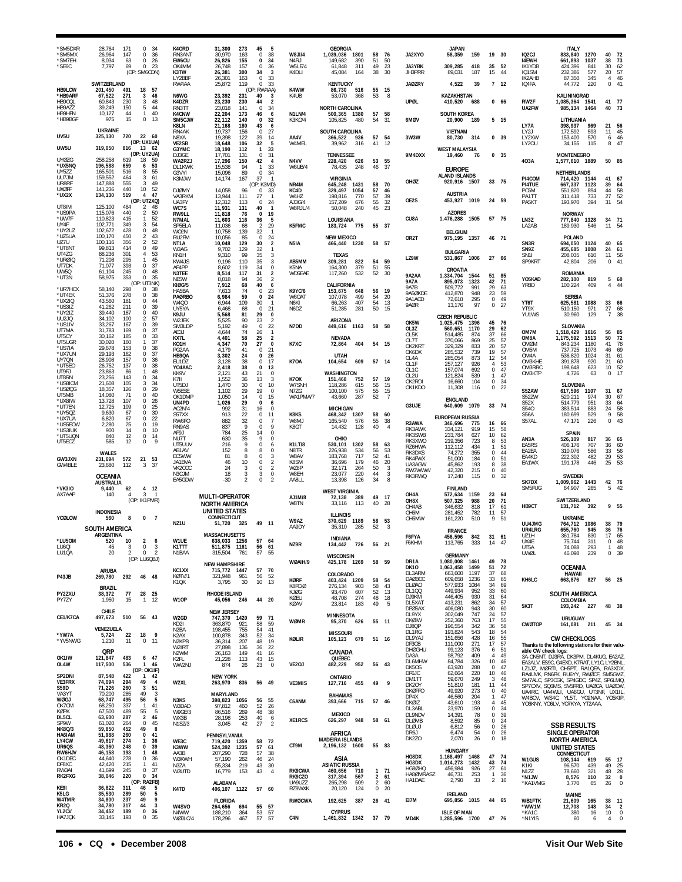*SM5DXR 28,764 171 0 34
*SM5MX 26,964 147 0 36
*SM7EH 8,034 63 0 26
*SE6C 7,797 69 0 23
(OP: SM6CDN)

SWITZERLAND
HB9LCW 201,450 491 18 57
*HB9ARF 67,522 271 3 46
HB9CQL 60,843 230 3 48
HB9AZZ 39,249 150 5 44
HB9HFN 10,127 44 1 40
*HB9BGF 975 15 0 13

UKRAINE
UV5U 325,130 720 22 60
(OP: UX1UA)
UW5U 319,050 816 13 62
(OP: UY2UA)
UY0ZG 258,258 619 18 59
*UX5NQ 196,588 659 6 53
UY5ZZ 165,501 516 8 55
UU7JM 159,552 464 3 61
UR8RF 147,888 555 3 49
UX0FF 141,236 440 10 52
*UX2X 134,130 519 4 47
(OP: UT2XQ)
UT8IM 125,100 484 2 48
*US8PA 115,076 440 2 50
*UW7F 110,823 415 1 52
UY4F 102,771 349 3 54
*UY2UZ 102,672 428 0 48
*UZ5UA 100,170 450 2 43
UZ7U 100,116 356 2 52
*UT8NT 99,813 414 0 49
UT4ZG 88,236 301 4 53
*UR0IQ 71,208 295 1 45
UT7DK 71,077 393 0 37
UW5Q 61,104 245 0 48
*UT3N 58,975 353 0 35
(OP: UT3NK)
*UR7HCX 58,140 298 0 38
*UT4EK 51,376 278 0 38
*UX2IQ 43,560 181 0 44
*US3IZ 41,262 211 0 39
*UY2IZ 39,440 187 0 40
UU2JQ 34,102 100 2 57
*US1IV 33,267 167 0 39
UT7MA 31,783 169 0 37
UT5CY 30,162 185 0 33
UT5UGR 30,020 160 1 37
*US7IA 29,678 153 0 38
*UX7UN 29,193 162 0 37
UY7QN 28,908 157 0 36
*UT5EO 26,752 137 0 38
UT9FJ 23,863 86 1 48
UT8RN 23,256 143 0 34
*US8ICM 21,608 105 3 34
*US0QG 18,357 126 0 29
UT5MB 14,080 71 0 40
*UX8IW 13,728 107 0 26
*UT7EN 12,725 109 0 25
*UY5QZ 9,630 67 0 30
*UX7UA 6,820 67 0 22
*US5EOW 2,280 25 0 19
*US3IUK 900 14 0 10
*UT5UQN 840 12 0 14
UT5ECZ 585 12 0 9

WALES
GW3JXN 231,694 572 21 53
GW4BLE 23,680 112 3 37

OCEANIA
AUSTRALIA
*VK3IO 9,440 62 4 12
AX7AAP 140 4 3 1
(OP: IK1PMR)

INDONESIA
YC0LOW 560 8 0 7

SOUTH AMERICA
ARGENTINA
*LU5OM 520 10 2 6
LU6QI 45 3 0 3
LU1QA 20 2 0 2
(OP: LU6QBJ)

ARUBA
P43JB 269,780 292 46 48

BRAZIL
PY2ZXU 38,372 77 28 25
PY7ZY 1,950 15 1 12

CHILE
CE1/K7CA 497,673 510 56 43

VENEZUELA
*YW7A 5,724 22 18 9
*YV5NWG 1,210 11 0 11

QRP
OK1IW 121,847 483 6 47
OL4W 117,500 536 1 46
(OP: OK1IF)
SP2DNI 87,548 422 1 42
VE3FRX 74,094 294 49 4
S59D 71,226 260 3 51
VA3YT 70,200 285 49 3
W0GJ 68,747 495 56 5
OK7CM 68,250 337 1 41
K0PK 67,500 489 55 5
DL5CL 63,600 287 2 46
SP9W 61,020 264 0 45
NK8Q/3 59,850 452 49 8
HA6IAM 51,988 260 0 41
LY4CW 49,617 274 1 36
UR6QS 48,360 248 0 39
RW6HJV 46,158 193 1 48
OK1DEC 44,640 278 0 36
DF8XC 42,420 215 1 41
RW3AI 41,699 245 0 37
RK2FXG 38,046 220 0 34
(OP: RA2FB)
KE9I 36,822 311 46 5
K5LG 35,530 289 50 5
W4TMR 34,800 237 49 9
KR2Q 34,780 317 44 3
YL2CV 34,452 189 0 36
HA7JQK 33,145 193 0 35

K4ORD 31,300 273 45 5
RN3ANT 30,970 163 0 38
EW6CU 26,826 155 0 34
OK4MM 26,748 157 0 36
K3TW 26,381 300 34 3
LY2BBF 26,301 163 0 33
RW4AA 25,872 119 0 33
(OP: RW4AA)
N6WG 23,392 231 40 3
K4DZR 23,230 230 44 2
RN3TT 23,018 141 0 34
K4CNW 22,204 173 46 6
SM5CJW 22,112 140 0 32
K8LN 21,168 180 43 6
RN4AK 19,737 156 0 27
N8XA 19,398 122 39 14
VE2SB 18,648 106 32 5
G3YMC 18,190 112 1 33
DJ3GE 17,701 131 0 31
WA2RZJ 17,296 150 42 4
DL1KWK 15,538 94 1 33
G3VYI 15,096 89 0 34
K3MJW 14,174 167 37 1
(OP: K3MD)
DJ0MY 14,058 96 0 33
VA3RKM 13,944 111 27 1
UA3FY 12,312 113 0 24
WC7S 11,931 131 40 1
RW9LL 11,818 76 0 19
N7MAL 11,603 116 36 5
SP5ELA 11,036 68 2 29
WC0N 10,758 139 32 1
RU2FM 10,056 85 0 24
NT1A 10,048 129 30 2
W3AG 9,702 129 32 1
KN1H 9,310 99 35 3
KW4JS 9,196 110 35 3
AF4PP 8,602 119 34 0
N3TEE 8,514 117 31 2
NE5W 8,018 94 36 2
KI0G/5 7,912 68 40 6
HA5BA 7,613 74 0 23
PA0RBO 6,984 59 0 24
W4QO 6,944 109 30 1
UY5YA 6,468 68 0 21
K9JU 5,568 81 29 0
W2JEK 5,525 90 23 2
SM3LDP 5,192 49 0 22
AE3J 4,644 74 26 1
KX7L 4,401 58 25 2
KO1H 4,347 70 27 0
PG2AA 4,179 41 0 21
HB9QA 3,302 24 0 26
EU1DZ 3,128 38 0 17
YO4AAC 2,418 38 0 13
KK9V 2,121 43 21 0
K7II 1,552 36 13 3
UT5DJ 1,470 30 0 10
W5ESE 1,102 29 19 0
OK1DMP 1,050 14 0 15
UN4PD 1,026 29 0 6
AC2N/4 992 31 16 0
S57XX 913 22 0 11
RW6FO 882 32 0 7
RN9AS 837 9 0 9
AF9J 784 25 14 0
NU7T 630 35 9 0
UT5UUV 216 9 0 6
AB1AV 152 8 8 0
EC5WW 81 8 0 3
JA1BVA 46 10 0 2
VK2COC 24 3 0 2
N3CJM 18 3 3 0
EA5GDW -30 2 0 2

MULTI-OPERATOR
NORTH AMERICA
UNITED STATES
CONNECTICUT
NZ1U 51,720 325 49 11

MASSACHUSETTS
W1UE 638,033 1256 57 64
K1TTT 511,875 1161 56 61
N1BAA 315,504 761 57 55

NEW HAMPSHIRE
KC1XX 715,772 1447 57 70
K0TV/1 321,948 961 56 52
K1QX 3,795 30 10 13

RHODE ISLAND
W1OP 45,056 246 44 20

NEW JERSEY
W2GD 747,370 1420 59 71
KD2I 363,870 921 58 59
N2BA 198,455 755 54 41
K2AX 100,878 343 52 34
N2KPB 36,314 207 48 19
W2IRT 27,898 136 36 22
N2WM 26,163 149 41 16
K2FL 21,228 113 43 15
WW2NJ 874 26 23 0

NEW YORK
W2XL 263,970 836 56 49

MARYLAND
N3KS 398,823 1056 56 55
W3DAD 97,812 460 52 26
W9GE/3 86,516 269 48 38
WX3B 28,198 253 40 6
N1SZ/3 3,045 42 27 2

PENNSYLVANIA
WE3C 719,420 1359 58 72
K3WW 524,392 1235 57 61
AA3B 207,290 728 57 38
W3KWH 57,190 262 46 24
N3ZA 55,334 219 43 30
W3UTD 16,779 153 43 4

ALABAMA
K4TD 406,107 1122 57 60

FLORIDA
W4SVO 264,656 694 55 57
N4WW 188,210 364 53 57
W0ZLC/4 178,296 467 57 57

GEORGIA
W8JI/4 1,039,036 1801 58 76
N4RJ 149,682 390 51 50
W5LE/4 61,848 311 49 23
K4DLI 45,084 164 38 30

KENTUCKY
K4WW 86,730 516 55 15
K4UB 53,070 368 53 8

NORTH CAROLINA
N1LN/4 500,365 1380 57 58
K3KO/4 105,825 480 54 31

SOUTH CAROLINA
AA4V 366,522 936 57 54
W4MEL 39,962 316 41 12

TENNESSEE
N4VV 228,420 626 53 55
W6UB/4 78,435 248 46 37

VIRGINIA
NR4M 645,248 1431 58 70
KC4D 329,497 1054 57 46
W4HZ 198,816 770 57 39
AJ3G/4 157,209 676 55 32
W8RJL/4 50,048 240 45 23

LOUISIANA
K5FMC 183,724 775 55 37

NEW MEXICO
N5IA 466,440 1230 58 57

TEXAS
AB5MM 309,281 822 54 59
K5NA 164,300 379 51 55
WD5EAE 117,260 532 52 30

CALIFORNIA
K9YC/6 153,675 648 56 19
W6OAT 107,078 499 54 20
N6KI 66,263 407 54 13
N6DZ 51,285 281 50 15

ARIZONA
N7DD 449,616 1163 58 58

NEVADA
K7XC 72,864 404 54 15

UTAH
K7OA 104,654 609 57 14

WASHINGTON
K7OX 151,468 752 57 19
W7SNH 118,286 615 56 15
N7ZG 100,100 575 55 15
WA1PMA/7 43,660 287 52 7

MICHIGAN
K8KS 468,342 1307 58 60
W8MJ 165,540 576 55 38
K8GT 14,432 128 40 4

OHIO
K1LT/8 530,101 1302 58 63
N8TR 226,938 534 56 53
W8AV 183,768 717 52 41
K8SM 36,696 179 46 20
WZ8P 32,171 264 50 3
W8EH 23,077 220 44 3
AA8LL 13,398 126 34 8

WEST VIRGINIA
AJ1M/8 72,138 389 49 17
W8TN 33,116 113 40 28

ILLINOIS
W9AZ 370,629 1189 58 53
AA9DY 35,310 285 52 3

INDIANA
NZ9R 134,442 726 56 21

WISCONSIN
W0AIH/9 425,178 1269 58 59

COLORADO
K0RF 403,424 1209 58 54
K8FC/0 276,134 903 58 43
KJ0G 93,470 607 52 13
K0EU 48,708 274 48 18
K0AV 23,814 183 49 5

MINNESOTA
W0MR 95,370 626 55 11

MISSOURI
K0LIR 105,123 679 51 16

CANADA
QUÉBEC
VE2OJ 482,229 952 56 43

ONTARIO
VE3MIS 127,716 455 49 9

BAHAMAS
C6ANM 393,666 715 57 46

MEXICO
XE1RCS 626,297 948 58 61

AFRICA
MADEIRA ISLANDS
CT9M 2,196,132 1600 55 83

ASIA
ASIATIC RUSSIA
RK9CWA 460,656 710 1 71
RK9CZO 317,394 567 2 61
UA0UZZ 265,298 509 2 60
RZ9WXK 20,120 124 0 20

RW0CWA 192,625 387 26 41

CYPRUS
C4N 1,461,832 1342 37 79

JAPAN
JA2YCO 58,359 159 19 30
JA3YBK 309,285 418 35 52
JH3PRR 89,031 187 15 44
JA0ZRY 4,522 39 7 12

KAZAKHSTAN
UP0L 410,520 688 0 66

SOUTH KOREA
6M0V 20,900 189 5 15

VIETNAM
3W3W 80,730 314 0 39

WEST MALAYSIA
9M4DXX 19,460 76 0 35

EUROPE
ALAND ISLANDS
OH0Z 920,916 1507 33 75

AUSTRIA
OE2S 453,927 1019 24 59

AZORES
CU8A 1,476,288 1505 57 75

BELGIUM
OR2T 975,195 1357 46 71

BULGARIA
LZ9W 531,867 1006 27 66

CROATIA
9A2AA 1,334,704 1544 51 85
9A7A 895,073 1323 42 71
9A7B 509,772 991 29 63
9A5ØKDE 412,870 948 23 59
9A1ACD 72,618 295 0 49
9A0R 13,176 97 0 27

CZECH REPUBLIC
OK5W 1,025,475 1396 45 76
OL3Z 560,651 1170 29 62
OL5K 514,485 874 37 66
OL7T 370,066 869 25 57
OK2KRT 329,329 833 20 57
OK6DX 285,532 739 19 57
OL4A 285,054 873 12 54
OL1F 257,127 926 4 53
OL1C 157,074 692 0 47
OL2U 121,824 539 1 47
OK2RDI 16,660 104 0 34
OK1KDO 11,308 116 0 22

ENGLAND
G3UJE 640,609 1079 33 74

EUROPEAN RUSSIA
R3AWA 346,696 775 16 66
RK3AWK 334,121 919 15 58
RK3SWB 233,784 627 10 62
RK3XWO 219,356 723 8 53
RZ6HWA 112,112 434 1 51
RK3DXS 74,272 355 0 44
RK4FWX 51,000 184 0 51
UA3AGW 45,862 193 8 38
RW3WWW 42,320 215 0 40
RK3RWQ 17,248 115 0 32

FINLAND
OH4A 572,634 1159 23 64
OH8X 507,325 988 20 71
OH4AB 346,632 818 17 61
OH6M 281,452 782 11 57
OH6MW 161,220 510 9 51

FRANCE
F6FYA 456,596 842 31 61
F6KHM 113,765 333 14 47

GERMANY
DR1A 1,080,008 1461 49 78
DK1O 1,063,458 1499 51 72
DL3ARM 663,600 1197 37 68
DA0BCC 609,658 1236 33 65
DL0AO 577,933 1084 34 69
DL1QQ 449,934 952 33 60
DJ9KM 446,405 930 31 64
DL5XAT 413,231 862 34 57
DR0SAX 406,080 943 30 60
DL9YX 302,049 747 24 57
DK0IW 252,360 763 17 55
DJ8QP 196,554 342 36 58
DL1RG 193,824 543 18 54
DL9YAJ 151,656 428 16 55
DF3CB 111,000 271 17 57
DH0GHU 99,123 376 6 51
DA3A 98,792 409 4 49
DL6MHW 84,784 326 10 46
DK5OS 63,920 288 0 47
DF6JC 62,664 220 10 46
DM1TT 59,670 249 3 48
DK2OY 51,810 181 11 44
DK0FFO 49,920 273 0 40
DP4X 46,560 204 1 47
DK0IZ 43,610 193 4 45
DL3ABL 23,970 159 0 34
DL9NDV 14,391 78 0 39
DL0MB 8,592 85 0 24
DL0UJ 6,812 56 0 26
DR6J 6,474 54 0 26
DK2ZO 2,070 26 0 18

HUNGARY
HG8DX 1,168,497 1468 47 74
HG3DX 1,014,273 1432 43 74
HG0OHQ 456,984 926 27 61
HA8ØMRASZ 46,731 253 1 36
HA1DAE 2,790 33 2 16

IRELAND
EI7M 695,856 1015 44 65

ISLE OF MAN
MD4K 1,285,596 1700 47 76

ITALY
IQ2CJ 833,840 1270 40 72
I4EWH 661,893 1037 38 73
IK1YDB 424,396 841 30 62
IQ1SM 232,386 577 20 57
IK2AHB 87,350 345 4 46
IQ4FA 44,772 220 0 41

KALININGRAD
RW2F 1,085,364 1541 41 77
UA2FW 985,134 1464 40 73

LITHUANIA
LY7A 398,937 969 21 56
LY2J 172,592 593 11 45
LY2XW 153,400 570 6 46
LY2OU 34,155 115 8 47

MONTENEGRO
4O3A 1,577,610 1889 50 85

NETHERLANDS
PI4COM 714,420 1144 41 67
PI4TUE 667,337 1123 39 64
PC5M 551,820 894 44 58
PA1TT 311,418 733 27 52
PA5KT 193,970 394 31 54

NORWAY
LN3Z 777,840 1328 34 71
LA2AB 189,930 546 11 54

POLAND
SN3R 694,050 1124 40 65
SN9Z 455,685 1008 24 61
SN1I 208,035 610 11 56
SP9KRT 42,804 206 0 41

ROMANIA
YO5KAD 282,100 819 5 60
YR8D 100,224 409 4 44

SERBIA
YT6T 625,581 1088 33 66
YT9X 510,150 971 27 68
YU1WS 30,960 129 7 38

SLOVAKIA
OM7M 1,518,429 1616 56 85
OM8A 1,175,592 1513 50 72
OM0M 843,234 1180 41 78
OM5M 737,725 1073 46 69
OM4A 536,820 1024 31 61
OM3KHE 391,878 920 21 60
OM3RRC 198,648 623 10 52
OM3KTP 4,726 63 0 17

SLOVENIA
S52AW 617,596 1107 31 67
S52ZW 520,211 974 30 67
S52X 514,779 951 33 64
S54O 383,514 883 24 58
S56A 180,699 529 9 58
S57AL 47,171 226 0 43

SPAIN
AN3A 526,109 917 36 65
EA5RS 406,176 707 36 60
EA2EA 310,076 586 33 56
EA4KD 222,302 482 29 53
EA1WX 191,178 446 25 53

SWEDEN
SK7DX 1,009,962 1443 42 76
SM5FUG 64,907 265 5 42

SWITZERLAND
HB9CT 131,712 392 9 55

UKRAINE
UU4JMG 764,712 1086 38 79
UR4LRG 655,760 945 36 76
UZ1H 361,784 830 17 65
UX4E 75,744 311 0 48
UT5A 74,088 293 1 48
UW0L 46,098 239 0 39

OCEANIA
HAWAII
KH6LC 663,876 827 56 25

SOUTH AMERICA
COLOMBIA
5K3T 193,242 227 48 38

URUGUAY
CW0TOP 161,081 211 45 34

**CW CHECKLOGS**

Thanks to the following stations for their valuable CW check logs:
3A-ON5NT, DJ3RA, DK3PM, DL4KUG, EA2AZ, EA3ALV, ES9C, G4EXO, K7RAT, LY1C, LY2BNL, LZ1JZ, M0RTI, OH5PT, RA1QEA, RA3XDX, RA4LVK, RN6FK, RU6YY, RW0CF, SM5GMZ, SM7ALC, SP3COK, SP4GDC, SP4Z, SP6LMQ, SP7CXV, SQ6MS, SV5FRD, UA0CA, UA0CW, UA4RC, UA4WLI, UA6GU, UT3NF, UX1IL, W4BCV, WS4C, YL5T, YO2NAA, YO5KIP, YO6KNY, YO6LV, YO7KYA, YT2AAA,

**SSB RESULTS**
**SINGLE OPERATOR**
**NORTH AMERICA**
**UNITED STATES**
CONNECTICUT
W1GUS 108,144 619 55 17
K1KI 96,570 439 49 25
N1ZZ 78,660 321 48 28
*N1JW 8,576 110 32 0
*KA1VMG 3,770 65 26 0

MAINE
WB1FTK 21,609 165 38 11
*WW1M 12,708 148 34 2
*KA1C 380 16 10 0
*N1YIS 60 6 4 0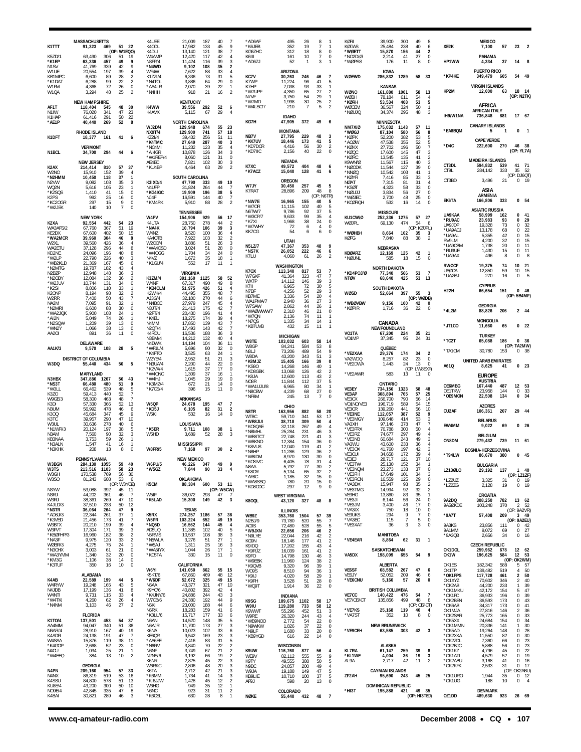**MASSACHUSETTS**
K1TTT 91,323 469 51 22 (OP: W1EQO)
K5ZD/1 63,490 306 51 19
*K1EP 63,336 457 49 9
N1SV 41,769 339 42 9
W1UE 20,554 197 39 4
KB1MPC 6,600 89 28 2
*K1DAT 6,288 99 22 2
W1FM 4,368 72 26 0
W1QA 3,294 48 25 2

**NEW HAMPSHIRE**
AF1T 118,404 545 48 30
N1IW 76,020 341 47 23
K1HAP 61,416 291 50 22
*AE1P 40,440 269 52 8

**RHODE ISLAND**
K1DFT 18,377 161 41 6

**VERMONT**
N1BCL 34,700 294 44 6

**NEW JERSEY**
K2AX 214,414 810 57 37
W2NO 15,910 152 39 4
*N2HMM 10,450 118 37 1
N2VW 9,082 103 35 3
WQ2N 5,616 105 23 1
*K2SQS 1,410 41 15 0
K2PS 992 25 16 0
*KC2OGR 297 15 9 0
*W2JEK 140 10 7 0

**NEW YORK**
K2XA 92,554 442 54 23
WA3AFS/2 67,760 367 51 19
KE2DX 67,600 402 50 15
*WA2MCR 39,960 304 46 8
W2XL 39,560 426 36 4
WA2ETU 37,128 296 44 8
KD2NE 24,096 196 40 8
*W2LP 22,790 226 40 3
*WB2KLD 21,369 167 45 6
*N2MTG 19,787 182 43 4
N2BZP 12,948 148 36 3
*N2OBY 12,084 132 36 2
*W2JUV 10,744 131 34 0
*K2SI 8,806 110 33 1
K2ONP 8,194 98 32 2
W2RR 7,400 50 43 7
NA2M 7,095 91 32 1
*N2MRI 6,600 88 30 0
*WA2JQK 5,900 103 24 1
*AI2N 5,049 74 26 1
*N2SQW 1,209 39 13 0
*WN2Y 1,066 38 13 0
AA2OI 891 36 11 0

**DELAWARE**
AA1K/3 9,570 108 28 5

**DISTRICT OF COLUMBIA**
W3DQ 55,440 434 50 5

**MARYLAND**
N3HBX 347,886 1267 56 43
*NS3T 66,480 480 51 9
*W3LL 66,462 539 48 5
K3ZO 59,413 440 52 7
W3GE/3 58,300 463 48 7
K3DI 57,330 366 52 13
N3UM 56,992 478 46 6
K3OQ 45,684 347 45 9
K3TC 39,957 290 47 10
W3UL 30,636 278 40 6
*N1WR/3 20,124 197 38 5
N3AM 7,560 90 32 3
KB3NAA 3,753 59 26 1
*N3ALN 1,547 41 16 1
*N3KHK 208 13 8 0

**PENNSYLVANIA**
W3BGN 284,130 1055 59 40
W3TS 213,516 1103 58 23
W3GH 170,538 769 56 30
W3SO 81,243 608 53 6 (OP: W3YOZ)
N3YW 53,088 392 45 11
N3RJ 44,202 361 46 7
W3RJ 38,361 269 47 10
K4JLD/3 37,510 233 50 12
*N3TR 36,064 264 47 9
*AD8J/3 22,344 261 37 1
*K3VED 21,456 173 41 7
W3BTX 20,210 199 39 4
W3FVT 17,304 171 39 3
*KB3PHP/3 16,960 182 38 2
*NA3F 9,975 120 33 2
WØBR/3 4,275 75 24 1
*N3CHX 3,003 61 21 0
*WA3YMM 1,340 32 20 0
*KM3G 1,106 38 14 0
*K3TUF 350 16 10 0

**ALABAMA**
K4AB 22,589 199 44 5
W4RYW 19,248 165 43 5
N4JDB 17,199 136 41 8
W4NTI 9,731 115 33 4
*W4TKI 4,260 62 26 4
*N4NM 3,103 46 27 2

**FLORIDA**
K1TO/4 137,501 453 54 37
AA4MM 94,047 340 51 36
N6AR/4 28,910 167 40 19
K4ADR 24,138 191 47 7
W4SAA 15,876 119 38 11
*K4GOP 2,668 52 23 0
N4CU 1,034 25 21 1
*W4EEQ 384 13 10 2

**GEORGIA**
N4PN 209,160 954 57 33
N4NX 86,319 519 53 16
K4SSU 84,800 578 51 13
KU8E/4 43,200 300 50 10
NO9E/4 42,835 335 47 8
K4BAI 30,821 289 46 3
K4UEE 21,009 187 40 7
K4ODL 17,982 133 45 9
K4DLI 13,140 121 38 7
W4AMP 12,420 117 42 4
N3RP/4 11,424 116 39 3
*N4WD 9,102 108 35 2
WF4W 7,622 88 33 4
K1ZZI/4 6,336 73 31 5
*N4TOL 3,886 64 29 0
*AA4LR 2,070 39 22 1
*N4HH 918 21 16 2

**KENTUCKY**
K4WW 39,556 292 52 6
K4AVX 5,115 67 29 4

**NORTH CAROLINA**
WJ2D/4 129,948 674 55 23
NX9T/4 129,900 741 57 18
KZ2I/4 39,432 256 51 11
*K4TMC 27,649 287 40 3
*NC4MI 11,232 123 35 4
*AI4GR 10,878 126 34 3
*W1REP/4 8,060 121 31 0
AE4EC 7,821 102 30 3
*KU4BP 4,464 63 29 2

**SOUTH CAROLINA**
K3IXD/4 47,790 333 49 10
N4UFP 31,824 264 44 7
*KG4IGC 19,909 196 38 5
NJ4F 16,591 144 40 7
*KM4RK 5,910 88 28 2

**TENNESSEE**
W4PV 154,906 929 56 17
K4LTA 28,750 278 44 2
*NA4K 10,794 106 39 3
W4NZ 9,520 100 36 4
KA4OTB 7,922 103 32 2
W2CO/4 3,886 51 26 3
*WA4OSD 3,024 51 28 0
*W4OGG 1,704 34 24 0
N4VZ 1,672 35 18 1
*K1GU/4 552 17 11 1

**VIRGINIA**
K3ZM/4 391,160 1125 58 52
W4NF 67,317 490 49 8
*KB4OLM 51,975 426 51 4
K2WK/4 44,495 355 48 7
AJ3G/4 32,120 270 44 6
*N4BCC 27,979 247 45 4
N3JT/4 21,413 175 42 7
N2FT/4 20,430 196 41 4
*K4EU 18,275 174 39 4
N4MM 17,850 139 43 7
N2QT/4 17,493 143 42 7
K4RDU 16,536 188 36 3
N3BM/4 14,212 132 40 4
N4DWK 14,194 104 36 11
*WF1L/4 5,696 80 32 0
*K4FTO 3,525 63 24 1
W2YE/4 2,952 51 21 3
*N3UA/4 2,200 44 22 0
*K2VX/4 1,615 37 17 0
*W4ONC 1,309 37 16 1
*W4HJ 1,045 29 19 0
*K3MZ/4 672 21 14 0
*K7CS/4 396 15 11 0

**ARKANSAS**
W5QP 24,678 195 47 7
*KD5J 6,105 82 31 2
W5KI 532 16 14 0

**LOUISIANA**
*K5ER 9,711 108 38 1
W5HD 3,689 52 28 3

**MISSISSIPPI**
W8FR/5 7,168 97 30 2

**NEW MEXICO**
W6PU/5 46,226 347 49 9
*W5GZ 7,844 90 33 4

**OKLAHOMA**
K5CM 88,384 600 53 11 (OP: W5CW)
W5IF 36,072 293 47 7
*K5LAD 15,300 149 42 3

**TEXAS**
K5RX 274,257 1186 57 36
W5PR 103,224 652 49 19
*NQ5D 16,562 144 45 4
AD5UQ 11,385 102 40 5
N5RMS 10,537 108 38 3
*N5WLA 3,276 51 27 1
*W5AJ 1,311 25 16 3
*WA5IYX 1,044 26 17 1
*KC5TA 330 15 11 0

**CALIFORNIA**
W6YI 141,050 862 55 15
K5KT/6 67,860 469 48 12
*W6DF 52,672 325 49 15
N6AA 43,377 321 47 10
K9YC/6 40,802 392 42 4
*K4JNY/6 24,886 244 43 3
W7CB/6 24,380 192 44 9
N6KI 23,000 188 44 6
N6RK 18,283 159 41 6
*K3LL/6 15,717 177 33 6
N6AN 14,520 148 35 5
N6AJR 11,700 173 27 3
K6NA 10,023 102 33 6
KE6QR 9,542 169 23 3
*AA6EE 7,416 83 31 5
*N6RV 3,840 70 22 2
N6NF 3,749 67 21 2
N2NS/6 3,192 66 19 2
K6NR 2,825 45 22 3
W6RKC 2,806 48 20 3
K6TA 2,712 42 21 3
*K6MM 1,734 41 14 3
*KI6JJW 1,428 45 12 2
W6HG 949 35 12 1
N6NC 923 31 11 2
*K6CSL 630 28 8 1
*AD6AF 495 26 8 1
*K6JEB 352 19 7 1
KG6ZHC 312 18 8 0
K6III 161 10 7 0
*AD6ZJ 52 1 3 1

**ARIZONA**
KC7V 30,263 246 46 7
K7WP 11,224 96 41 5
K7HP 7,038 93 33 1
*W7UPF 4,350 65 27 2
N7VF 3,750 54 29 1
*W7MD 1,998 30 25 2
*W4LSC/7 210 7 5 2

**IDAHO**
KG7H 47,905 372 49 6

**MONTANA**
NB7V 27,795 229 48 3
*KK7UV 18,446 173 41 5
*KD7DCR 4,416 56 30 2
*KD7IIC 2,156 40 22 0

**NEVADA**
K7XC 49,572 404 48 6
*K7ACZ 15,040 128 41 6

**OREGON**
W7JY 30,450 257 45 5
K7RAT 28,896 209 48 8 (OP: N6TR)
*NW7E 16,965 155 40 5
*W7OR 11,115 102 40 5
N6TW/7 9,786 92 37 5
*W3CP/7 9,633 99 35 4
*K7XI 1,968 38 24 0
*W7WHY 72 6 4 0
KK7CG 54 6 6 0

**UTAH**
N5LZ/7 47,367 353 48 9
*NS7K 26,052 222 46 6
K7LU 4,060 61 26 2

**WASHINGTON**
K7OX 113,340 817 53 7
W7GKF 41,364 323 47 7
WX7P 14,112 146 39 3
K7II 6,965 72 30 5
N7BF 4,256 52 29 3
KB7ME 3,336 54 20 4
WA1PMA/7 2,940 36 27 3
W7SAW 2,862 44 26 1
*WAØWWW/7 2,310 46 21 0
*W7QN 2,136 74 11 1
*N7QS 1,335 34 14 1
*KB7UVB 432 15 11 1

**MICHIGAN**
W8TE 103,032 603 58 14
W8GP 84,241 584 53 8
N8LJ 73,206 489 54 9
W8DA 43,200 343 51 3
*K8MJZ 15,405 166 39 0
*KS8O 14,268 146 40 1
*KD8GBK 13,068 126 42 1
*K8JA 12,600 113 43 2
NO8R 11,844 112 37 5
*WA1UJU/8 6,965 80 34 1
*N8CBW 4,239 68 27 0
*NF8M 245 13 7 0

**OHIO**
N8TR 163,956 882 58 20
WT8C 59,710 341 53 17
*WB8JUI 38,718 309 50 4
*KC8QAE 32,118 267 49 4
*N8MHL 25,284 231 46 3
*WB8TCT 22,748 221 41 3
*W8KNO 12,384 154 36 0
*K8VUS 12,040 119 41 2
*N8HP 11,286 129 36 2
*W8IDM 8,970 130 30 0
*KC8IVC 6,405 78 31 4
N8AA 5,792 77 30 2
*K8CR 5,134 65 32 2
*AF8C 1,185 32 15 0
*WA8SSQ 780 20 15 0
*KD8CDC 297 12 9 0

**WEST VIRGINIA**
K8OQL 43,120 327 48 8

**ILLINOIS**
WB9Z 353,760 1504 57 39
N2BJ/9 73,780 520 55 7
AC9S 72,480 528 55 5
*W9JXN 22,656 206 46 2
*N9LYE 22,044 216 42 2
KG9N 18,146 177 41 2
K9IDQ 17,202 155 43 4
*K9RJZ 16,039 161 41 2
K9FO 14,798 130 46 3
*W9EBK 11,960 124 38 2
*K9QVB 9,320 96 39 1
WO9S 8,510 94 36 1
*K9IJ 4,020 58 29 1
*K9FH 3,528 51 28 0
*WQ9T 1,914 36 22 0

**INDIANA**
K9SG 189,675 1102 58 17
W9IU 119,280 733 58 12
K9WWT 55,296 452 51 3
W9RE 26,320 244 43 4
*WB9NOO 2,772 54 22 0
*N9WKW 1,826 37 22 0
*N9LF 1,680 33 20 0
*KB9YGD 616 22 14 0

**WISCONSIN**
K9UW 116,760 877 56 4
WE9V 82,112 555 55 9
K9TY 49,555 388 50 5
N9BC 24,857 200 49 4
W9JA 19,188 149 47 5
KB9LIE 10,710 100 37 5
AF9J 598 20 13 0

**COLORADO**
NØKE 55,440 432 48 7
KØRI 39,900 300 49 8
KØGAS 25,484 238 40 6
*WØETT 15,870 156 44 2
*NOØDØ 2,214 41 27 0
*WØPSS 176 11 8 0

**IOWA**
WØEWD 286,832 1289 58 33

**KANSAS**
WØNO 161,880 1001 58 13
WØBH 78,184 611 54 4
*KØRH 53,534 408 53 5
WØCEM 36,567 324 50 1
*NØUJQ 34,374 295 48 3

**MINNESOTA**
NM7X/Ø 175,032 1143 57 11
*WØCJ 87,104 580 56 8
*KØPK 52,200 382 53 5
*ACØW 47,538 355 52 5
*KØKX 27,702 196 50 7
*KØQC 17,600 145 47 3
*KØRC 13,545 135 41 2
K9WN/Ø 11,567 115 40 3
*NØODK 11,544 127 39 0
*NNØQ 10,542 103 41 1
*KØYR 7,416 85 33 3
NØAT 7,315 81 31 4
*KSØT 4,323 58 33 0
*NØUJJ 3,834 56 27 0
*WØJEC 2,700 48 25 0
*KCØRQH 532 16 14 0

**MISSOURI**
KU1CW/Ø 252,336 1275 57 27
WØJPL 69,130 474 54 8 (OP: KØJPL)
*WØHBH 8,664 102 35 3
KØFG 7,840 88 38 2

**NEBRASKA**
KBØARZ 12,169 125 42 1
*NØUNL 585 18 15 0

**NORTH DAKOTA**
*KD4PQJ/Ø 77,340 566 53 7
NTØV 68,640 425 53 13

**SOUTH DAKOTA**
WØSD 52,664 397 55 3 (OP: WØDB)
*WBØVBW 9,156 100 42 0
*KØPIR 1,716 36 22 0

## CANADA

**NEWFOUNDLAND**
VO1TA 67,200 224 35 21
VO1MP 37,345 95 24 31

**QUÉBEC**
*VE2XAA 29,376 174 34 2
VA2WDQ 8,257 82 23 0
*VE2DWA 1,443 24 13 0 (OP: LW8EXF)
*VE2AWR 583 13 11 0

**ONTARIO**
VE3EY 734,156 1323 58 48
VE3AP 308,894 765 57 25
VE3CX 266,700 790 56 14
VO1NO/VE3 196,719 589 54 15
VE3CR 139,260 441 56 10
*VE3NE 112,057 387 52 9
*VE3MGY 109,648 414 53 3
VA3XH 97,146 378 47 7
*VE3FRX 76,788 300 50 4
*VE3RZ 74,677 297 49 4
*VE3NB 60,684 243 49 3
VA3WU 43,600 233 36 4
*VE3OX 41,760 197 42 3
VE3OJI 34,658 172 39 4
VE3EJ 28,717 121 37 10
*VE3TW 25,130 152 34 1
*VE3NQM 23,273 133 37 0
*VE3FH 17,649 101 34 3
*VE3RCN 16,559 125 29 0
*VA3DX 15,947 93 35 2
*VE3TMG 14,994 92 32 2
VE3HG 13,860 83 35 1
*VE3JI 6,144 56 24 0
*VE3JM 3,400 46 17 0
*VA3IX 750 18 10 0
VE3UKS 294 9 7 0
*VA3EC 115 7 5 0
*VE3XAT 36 3 3 0

**MANITOBA**
*VE4EAR 8,864 62 31 1

**SASKATCHEWAN**
VA5DX 198,009 655 54 9

**ALBERTA**
VE6SF 68,582 267 47 6
VE6JY 52,052 209 46 6
*VE6CNU 5,160 57 20 0

**BRITISH COLUMBIA**
VE7CC 140,422 476 54 7
VE7/CE4CT 135,856 499 48 8 (OP: CE4CT)
*VE7KS 25,168 119 40 4
*VA7ST 352 10 8 0

**NEW BRUNSWICK**
*VE9CEH 63,585 303 42 3

**ALASKA**
KL7RA 61,147 259 39 8
*KL1WE 4,004 36 19 3
AL9A 2,717 42 11 2

**CAYMAN ISLANDS**
ZF2AH 95,690 243 45 25

**DOMINICAN REPUBLIC**
*HI3T 195,888 421 49 35 (OP: HI3TEJ)

**MEXICO**
XE2K 7,100 57 23 2

**PANAMA**
HP1WW 4,334 37 14 8

**PUERTO RICO**
*KP4KE 349,479 605 54 49

**VIRGIN ISLANDS**
KP2M 12,000 63 18 14 (OP: N2TK)

## AFRICA

**AFRICAN ITALY**
IH9/W1NA 736,848 881 17 67

**CANARY ISLANDS**
*EA8BQM 5 1 0 1

**CAPE VERDE**
*D4C 222,600 270 46 38 (OP: YL7A)

**MADEIRA ISLANDS**
CT3DL 594,832 539 41 71
CT9L 284,142 333 35 52 (OP: DJ6QT)
CT3BD 3,496 21 0 19

## ASIA

**ARMENIA**
EK6TA 166,806 333 0 54

**ASIATIC RUSSIA**
UA9KAA 58,999 162 0 41
*RU9AC 23,983 93 0 29
UA9JDP 19,328 73 0 32
*UA9ACJ 13,178 68 0 22
*UA9AL 5,355 42 0 15
RV9LM 4,200 32 0 15
*UA9CBM 1,738 20 0 11
*RU9UE 1,430 15 0 11
*UA9AX 496 8 0 8
RWØCF 19,375 74 10 21
UAØCA 12,850 59 10 15
*UAØSJ 270 16 0 5

**CYPRUS**
H22H 66,654 151 0 46 (OP: 5B4MF)

**GEORGIA**
*4L2M 88,826 206 2 44

**MONGOLIA**
*JT1CO 11,660 65 0 22

**TURKEY**
*TC2T 65,088 186 0 36 (OP: TA2MW)
*TA1CM 30,780 153 0 38

**UNITED ARAB EMIRATES**
A61Q 8,625 41 0 23

## EUROPE

**AUSTRIA**
OE6MBG 167,440 487 12 53
OE1TKW 23,958 144 0 33
*OE9MON 22,508 134 0 34

**AZORES**
CU2AF 106,361 207 29 44

**BELARUS**
EW4MM 9,022 69 0 26

**BELGIUM**
ON8DM 279,432 739 11 61

**BOSNIA-HERZEGOVINA**
*T94LW 86,670 380 0 45

**BULGARIA**
LZ13ØLO 29,192 137 1 40 (OP: LZ1ZF)
*LZ2UZ 3,325 31 0 19
*LZ2ZG 2,128 19 0 19

**CROATIA**
9A2DQ 308,250 782 13 62
9A5ØKDE 103,248 370 2 52 (OP: 9A2VR)
*9A7T 57,408 209 3 49 (OP: 9A2EU)
9A3KS 23,856 111 0 42
9A1MM 9,072 69 0 27
*9A3QB 2,656 34 0 16

**CZECH REPUBLIC**
OK1DOL 259,962 678 12 62
OK1W 196,625 584 12 53 (OP: OK2WM)
OK1ES 182,342 588 5 57
OK1TP 139,482 519 4 50
*OK1FPS 117,728 461 2 50
OK1XYZ 70,602 346 2 40
*OK2AB 44,200 233 1 39
*OK1MKU 42,172 154 5 47
*OK1FC 36,933 196 0 39
*OK2BEN 36,593 173 0 43
*OK6AB 34,317 173 0 41
OK1MJA 27,816 146 2 36
*OK2SAR 25,773 165 0 33
*OK5XX 24,684 154 0 34
*OK1MMN 20,336 141 1 30
*OK5AD 19,264 148 0 28
*OK2KKA 11,550 82 0 30
*OK2ZDL 7,360 66 0 23
*OK2BJC 5,888 56 0 23
*OK1KZ 4,796 45 0 22
*OK1ATI 4,579 52 0 19
*OK2ABU 3,168 41 0 16
*OK2KFK 2,533 31 0 17 (OP: OK2ABU)
*OK1URO 1,944 35 0 12
*OK1UG 188 10 0 4

**DENMARK**
OZ1DD 489,630 923 26 69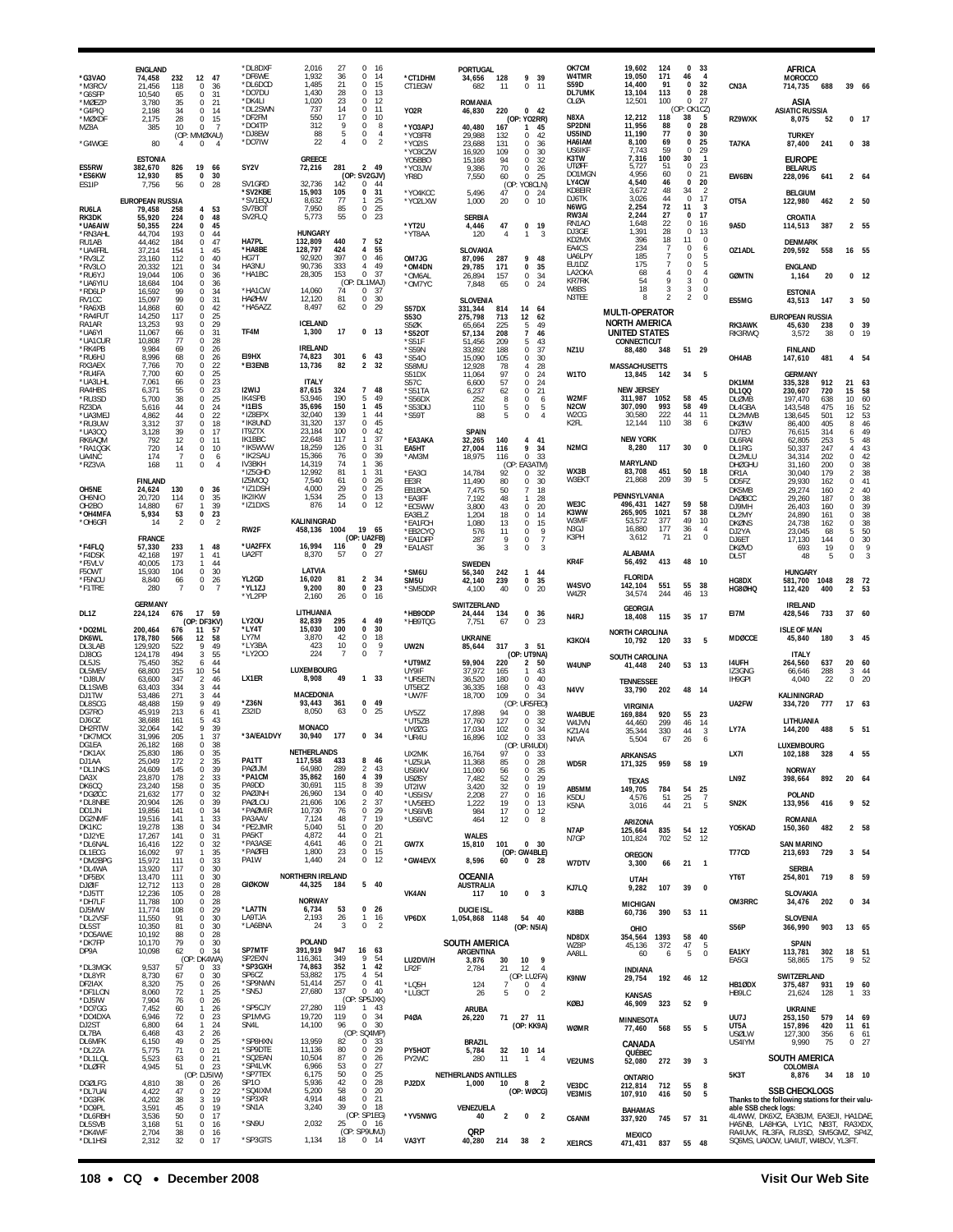**ENGLAND**
*G3VAO 74,458 232 12 47
*M3RCV 21,456 118 0 36
*G6SFP 10,540 65 0 31
*M0EZP 3,780 35 0 21
*G4PIQ 2,198 34 0 14
*M0KDF 2,175 28 0 15
MZ8A 385 10 0 7
(OP: MM0XAU)
*G4WGE 80 4 0 4

**ESTONIA**
ES5RW 382,670 826 19 66
*ES6KW 12,930 85 0 30
ES1IP 7,756 56 0 28

**EUROPEAN RUSSIA**
RU6LA 79,458 258 4 53
RK3DK 55,920 224 0 48
*UA6AIW 50,355 224 0 45
*RN3AHL 44,704 193 0 44
RU1AB 44,462 184 0 47
*UA4FRL 37,214 154 1 45
*RV3LZ 23,160 112 0 40
*RV3LO 20,332 121 0 34
*RU6YJ 19,044 106 0 36
*UA6YIU 18,684 104 0 36
*RD6LP 16,592 99 0 34
RV1CC 15,097 99 0 31
*RA6XB 14,868 60 0 42
*RA4FUT 14,250 117 0 25
RA1AR 13,253 93 0 29
*UA6YI 11,067 66 0 31
*UA1CUR 10,808 77 0 28
*RK4PB 9,984 69 0 26
*RU6HJ 8,996 68 0 26
RX3AEX 7,766 70 0 22
*RU4FA 7,700 60 0 25
*UA3LHL 7,061 66 0 23
RA4HBS 6,371 55 0 23
*RU3SD 5,700 38 0 25
RZ3DA 5,616 44 0 24
*UA3MEJ 4,862 44 0 22
*RU3UW 3,312 37 0 18
*UA3CQ 3,128 39 0 17
RK6AQM 792 12 0 11
*RA1QGK 720 14 0 10
UA4NC 174 7 0 6
*RZ3VA 168 11 0 4

**FINLAND**
OH5NE 24,624 130 0 36
OH6NIO 20,720 114 0 35
OH2BO 14,880 67 1 39
*OH4MFA 5,934 53 0 23
*OH6GFI 14 2 0 2

**FRANCE**
*F4FLQ 57,330 233 1 48
*F4DSK 42,168 197 1 41
*F8VLV 40,005 173 1 44
F5OWT 15,930 104 0 30
*F5NCU 8,840 66 0 26
*F1TRE 280 7 0 7

**GERMANY**
DL1Z 224,124 676 17 59
(OP: DF3KV)
*DO2ML 200,464 676 11 57
DK6WL 178,780 566 12 58
DL3LAB 129,920 522 9 49
DJ8OG 124,178 494 3 55
DL5JS 75,450 352 6 44
DL5MEV 68,800 215 10 54
*DJ8UV 63,600 347 2 46
DL1SWB 63,403 334 3 44
DJ1TW 53,486 271 3 44
DL8SCG 48,488 159 9 49
DG7RO 45,919 213 6 41
DJ6OZ 38,688 161 5 43
DH2RTW 32,064 142 9 39
*DK7MCX 31,996 205 1 37
DG1EA 26,182 168 0 38
*DK1AX 25,830 186 0 35
DJ1AA 25,049 172 2 35
*DL1NKS 24,609 145 0 39
DA3X 23,870 178 2 33
DK6CQ 23,240 158 0 35
*DG0CC 21,632 177 0 32
*DL8NBE 20,904 126 0 39
DD1JN 19,856 141 0 34
DG2NMF 19,516 141 1 33
DK1KC 19,278 138 0 34
*DJ2YE 17,267 141 0 31
*DL6NAL 16,416 122 0 32
DL1ECG 16,092 97 1 35
*DM2BPG 15,972 111 0 33
*DL4WA 13,920 117 0 30
*DF5BX 13,470 111 0 30
DJ0IF 12,712 113 0 28
*DJ5TT 12,236 105 0 28
*DH7LF 11,788 100 0 28
DJ5MW 11,774 108 0 29
*DL2VSF 11,550 91 0 30
DL5ST 10,350 81 0 30
*DO5AWE 10,192 88 0 28
*DK7FP 10,170 79 0 30
DP9A 10,098 62 0 34
(OP: DK4WA)
*DL3MGK 9,537 57 0 33
*DL8YR 8,730 67 0 30
DF2IAX 8,320 75 0 26
*DF1LON 8,060 72 1 25
*DJ5IW 7,904 76 0 26
*DO7GG 7,452 60 1 26
*DO1DXA 6,946 72 0 23
DJ2ST 6,800 64 1 24
DL7BA 6,468 43 2 26
DL6MFK 6,150 49 0 25
*DL2ZA 5,775 71 0 21
*DL1LQL 5,523 63 0 21
*DL0RR 4,945 51 0 23
(OP: DJ5IW)
DG0LFG 4,810 38 0 26
*DL7UAI 4,422 47 0 22
*DG3FK 4,202 38 3 19
*DO9PL 3,591 45 0 19
*DL6RBH 3,536 50 0 17
DL5SVB 3,168 51 0 16
*DK4WF 2,704 38 0 16
*DL1HSI 2,312 32 0 17
*DL8DXF 2,016 27 0 16
*DF6WE 1,932 36 0 14
*DL6DCD 1,485 21 0 15
*DO7DU 1,430 28 0 13
*DK4LI 1,020 23 0 12
*DL2SWN 737 14 0 11
*DF2FM 550 17 0 10
*DO4TP 312 9 0 8
*DJ8EW 88 5 0 4
*DO7IW 22 4 0 2

**GREECE**
SY2V 72,216 281 2 49
(OP: SV2GJV)
SV1GRD 32,736 142 0 44
*SV2KBE 15,903 105 0 31
*SV1EQU 8,632 77 1 25
SV7BOT 7,950 85 0 25
SV2FLQ 5,773 55 0 23

**HUNGARY**
HA7PL 132,809 440 7 52
*HA8BE 128,797 424 4 55
HG7T 92,920 397 0 46
HA3NU 90,736 333 4 49
*HA1BC 28,305 153 0 37
(OP: DL1MAJ)
*HA1CW 14,060 74 0 37
HA0HW 12,120 81 0 30
*HA5AZZ 8,497 62 0 29

**ICELAND**
TF4M 1,300 17 0 13

**IRELAND**
EI9HX 74,823 301 6 43
*EI3ENB 13,736 82 2 32

**ITALY**
I2WIJ 87,615 324 7 48
IK4SPB 53,946 190 5 49
*I1EIS 35,696 150 1 45
*IZ8EPX 32,040 139 1 44
*IK8UND 31,320 137 0 45
IT9ZTX 23,184 100 0 42
IK1BBC 22,648 117 1 37
*IK5WWW 18,259 126 0 31
*IK2SAU 15,366 76 0 39
IV3BKH 14,319 74 1 36
*IZ5GHD 12,992 81 1 31
IZ5MOQ 7,540 61 0 26
*IZ1DSH 4,000 29 0 25
IK2IKW 1,534 25 0 13
*IZ1DXS 876 14 0 12

**KALININGRAD**
RW2F 458,136 1004 19 65
(OP: UA2FB)
*UA2FFX 16,994 116 0 29
UA2FT 8,370 57 0 27

**LATVIA**
YL2GD 16,020 81 2 34
*YL1ZJ 9,200 80 0 23
*YL2PP 2,160 26 0 16

**LITHUANIA**
LY2OU 82,839 295 4 49
*LY4T 15,030 100 0 30
LY7M 3,870 42 0 18
*LY3BA 423 10 0 9
*LY2CO 224 7 0 7

**LUXEMBOURG**
LX1ER 8,908 49 1 33

**MACEDONIA**
*Z36N 93,443 361 0 49
Z32ID 8,050 63 0 25

**MONACO**
*3A/EA1DVY 30,940 177 0 34

**NETHERLANDS**
PA1TT 117,558 433 8 46
PA3BJM 64,980 289 2 43
*PA1CM 35,862 160 4 39
PA9DD 30,691 115 8 39
PA0JNH 26,960 134 0 40
PA0LOU 21,606 106 2 37
*PA0MIR 10,730 76 0 29
PA3AAV 7,124 48 7 19
*PE2JMR 5,040 51 0 20
PA5KT 4,872 44 0 21
*PA3ASE 4,641 46 0 21
*PA0FEI 1,800 23 0 15
PA1W 1,440 24 0 12

**NORTHERN IRELAND**
GI0KOW 44,325 184 5 40

**NORWAY**
*LA7TN 6,734 53 0 26
LA9TJA 2,193 26 1 16
*LA6BNA 24 3 0 2

**POLAND**
SP7MTF 391,919 947 16 63
SP2EXN 116,361 349 9 54
*SP3GXH 74,863 352 1 42
SP6CZ 53,882 175 4 54
*SP9NWN 51,414 257 0 41
*SN5J 27,680 137 0 40
(OP: SP5JXK)
*SP5CJY 27,280 119 1 43
SP1MVG 19,720 119 0 34
SN4L 14,100 96 0 30
(OP: SQ4IMP)
*SP8HXN 13,959 82 0 33
*SP9DTE 11,136 80 0 29
*SQ2EAN 10,504 87 0 26
*SP4LVK 6,966 53 0 27
*SP7TEX 6,175 50 0 25
SP1O 5,936 42 0 28
*SQ4IXM 5,200 58 0 20
*SP3XR 4,914 48 0 21
*SN1A 3,240 39 0 18
(OP: SP1EG)
*SN9U 2,032 25 0 16
(OP: SP9UMJ)
*SP3GTS 1,134 18 0 14

**PORTUGAL**
*CT1DHM 34,656 128 9 39
CT1EGW 682 11 0 11

**ROMANIA**
YO2R 46,830 220 0 42
(OP: YO2RR)
*YO3APJ 40,480 167 1 45
*YO3FRI 29,988 132 0 42
*YO2IS 23,688 131 0 36
*YO3CZW 16,920 109 0 30
YO5BBO 15,168 94 0 32
*YO3JW 9,386 70 0 26
YR8D 7,550 60 0 25
(OP: YO8CLN)
*YO4KCC 5,496 47 0 24
*YO2LXW 1,000 20 0 10

**SERBIA**
*YT2U 4,446 47 0 19
*YT8AA 120 4 1 3

**SLOVAKIA**
OM7JG 87,096 287 9 48
*OM4DN 29,785 171 0 35
*OM6AL 26,894 157 0 34
*OM7YC 7,848 65 0 24

**SLOVENIA**
S57DX 331,344 814 14 64
S53O 275,798 713 12 62
S50K 65,664 225 5 49
*S52OT 57,134 208 7 46
*S51F 51,456 209 5 43
*S59N 33,892 188 0 37
*S54O 15,090 105 0 30
S58MU 12,928 78 4 28
S51DX 11,064 97 0 24
S57C 6,600 57 0 24
*S51TA 6,237 62 0 21
*S56DX 252 8 0 6
*S53DIJ 110 5 0 5
*S59T 88 5 0 4

**SPAIN**
*EA3AKA 32,265 140 4 41
EA5HT 27,004 116 9 34
*AM3M 18,975 116 0 33
(OP: EA3ATM)
*EA3CI 14,784 92 0 32
EE3R 11,490 80 0 30
EB1BOA 7,475 50 7 18
*EA3FF 7,192 48 1 28
*EC5WW 3,800 43 0 20
EA3ELZ 1,204 18 0 14
*EA1FCH 1,080 13 0 15
*EB2CYQ 576 11 0 9
*EA1DFP 287 9 0 7
*EA1AST 36 3 0 3

**SWEDEN**
*SM6U 56,340 242 1 44
SM5U 42,140 239 0 35
*SM5DXR 4,100 40 0 20

**SWITZERLAND**
*HB9ODP 24,444 134 0 36
*HB9TQG 7,751 67 0 23

**UKRAINE**
UW2N 85,644 317 3 51
(OP: UT9NA)
*UT9MZ 59,904 220 2 50
UY9IF 37,972 165 1 43
*UR5ETN 36,520 180 0 40
UT5ECZ 36,335 168 0 43
*UW7F 18,700 109 0 34
(OP: UR5FEO)
UY5ZZ 17,898 94 0 38
*UT5ZB 17,760 127 0 32
UY0ZG 17,034 102 0 34
*UR4U 16,896 102 0 33
(OP: UR4UDI)
UX2MK 16,764 97 0 33
*UZ5UA 11,368 85 0 28
US6IKV 11,060 56 0 35
US0SY 7,482 52 0 29
UT2IW 3,420 32 0 19
*US5ISV 2,208 27 0 16
*UV5EEO 1,222 19 0 13
*US6IVB 984 17 0 12
*US6IVC 464 12 0 8

**WALES**
GW7X 15,810 101 0 30
(OP: GW4BLE)
*GW4EVX 8,596 60 0 28

**OCEANIA**
**AUSTRALIA**
VK4AN 117 10 0 3

**DUCIE ISL.**
VP6DX 1,054,868 1148 54 40
(OP: N5IA)

**SOUTH AMERICA**
**ARGENTINA**
LU2DVI/H 3,876 30 10 9
LR2F 2,784 21 12 4
(OP: LU2FA)
*LQ5H 124 7 0 4
*LU3CT 26 5 0 2

**ARUBA**
P40A 26,220 71 27 11
(OP: KK9A)

**BRAZIL**
PY5HOT 5,784 32 10 14
PY2WC 280 11 1 4

**NETHERLANDS ANTILLES**
PJ2DX 1,000 10 8 2
(OP: W0CG)

**VENEZUELA**
*YV5NWG 40 2 0 2

**QRP**
VA3YT 40,280 214 38 2
OK7CM 19,602 124 0 33
W4TMR 19,050 171 46 4
S59D 14,400 91 0 32
DL7UMK 13,104 113 0 28
OL0A 12,501 100 0 27
(OP: OK1CZ)
N8XA 12,212 118 38 5
SP2DNI 11,956 88 0 28
US5IND 11,190 77 0 30
HA6IAM 8,100 69 0 25
US6IKF 7,743 59 0 29
K3TW 7,316 100 30 1
UT0FF 5,727 51 0 23
DO1MGN 4,956 60 0 21
LY4CW 4,540 46 0 20
KD8EIR 3,672 48 34 2
DJ6TK 3,026 44 0 17
N6WG 2,254 72 11 3
RW3AI 2,244 27 0 17
RN1AO 1,648 22 0 16
DJ3GE 1,391 28 0 13
KD2MX 396 18 11 0
EA4CS 234 7 0 6
UA6LPY 185 7 0 5
EL1DZ 175 7 0 5
LA2OKA 68 4 0 4
KR7RK 54 9 3 0
W8BS 18 3 3 0
N3TEE 8 2 2 0

## MULTI-OPERATOR
**NORTH AMERICA**
**UNITED STATES**

**CONNECTICUT**
NZ1U 88,480 348 51 29

**MASSACHUSETTS**
W1TO 13,845 142 34 5

**NEW JERSEY**
W2MF 311,987 1052 58 45
N2CW 307,090 993 58 49
W2CG 30,580 222 44 11
K2FL 12,144 110 38 6

**NEW YORK**
N2MCI 8,280 117 30 0

**MARYLAND**
WX3B 83,708 451 50 18
W3EKT 21,868 209 39 5

**PENNSYLVANIA**
WE3C 496,431 1427 59 58
K3WW 265,905 1021 57 38
W3MF 53,572 377 49 10
N3GJ 16,880 177 36 4
K3PH 3,612 71 21 0

**ALABAMA**
KR4F 56,492 413 48 10

**FLORIDA**
W4SVO 142,104 551 55 38
W4ZR 34,574 244 46 13

**GEORGIA**
N4RJ 18,408 115 35 17

**NORTH CAROLINA**
K3KO/4 10,792 120 33 5

**SOUTH CAROLINA**
W4UNP 41,448 240 53 13

**TENNESSEE**
N4VV 33,790 202 48 14

**VIRGINIA**
WA4BUE 169,884 920 55 23
W4JVN 44,460 299 46 14
KZ1A/4 35,344 330 44 3
N4VA 5,504 67 26 6

**ARKANSAS**
WD5R 171,325 959 58 19

**TEXAS**
AB5MM 149,705 784 54 25
K5DU 4,576 51 25 7
K5NA 3,016 44 21 5

**ARIZONA**
N7AP 125,664 835 54 12
N7GP 101,824 702 52 12

**OREGON**
W7DTV 3,300 66 21 1

**UTAH**
KJ7LQ 9,282 107 39 0

**MICHIGAN**
K8BB 60,736 390 53 11

**OHIO**
ND8DX 354,564 1393 58 40
WZ8P 45,136 372 47 5
AA8LL 60 6 5 0

**INDIANA**
K9NW 29,754 192 46 12

**KANSAS**
K0BJ 46,909 323 52 9

**MINNESOTA**
W0MR 77,460 568 55 5

**CANADA**
**QUÉBEC**
VE2UMS 52,080 272 39 3

**ONTARIO**
VE3DC 212,814 712 55 8
VE3MIS 107,910 416 50 5

**BAHAMAS**
C6ANM 337,920 745 57 31

**MEXICO**
XE1RCS 471,431 837 55 48

**AFRICA**
**MOROCCO**
CN3A 714,735 688 39 66

**ASIA**
**ASIATIC RUSSIA**
RZ9WXK 8,075 52 0 17

**TURKEY**
TA7KA 87,400 241 0 38

**EUROPE**
**BELARUS**
EW6BN 228,096 641 2 64

**BELGIUM**
OT5A 122,980 462 2 50

**CROATIA**
9A5D 114,513 387 2 55

**DENMARK**
OZ1ADL 209,592 558 16 55

**ENGLAND**
G0MTN 1,164 20 0 12

**ESTONIA**
ES5MG 43,513 147 3 50

**EUROPEAN RUSSIA**
RK3AWK 45,630 238 0 39
RK3RWQ 3,572 38 0 19

**FINLAND**
OH4AB 147,610 481 4 54

**GERMANY**
DK1MM 335,328 912 21 63
DL1QQ 230,607 720 15 58
DL0MB 197,470 638 10 60
DL4GBA 143,548 475 16 52
DL2MWB 138,645 501 12 53
DK0IW 86,400 405 8 46
DJ7EO 76,615 314 6 49
DL6RAI 62,805 253 5 48
DL1RG 50,337 247 4 43
DL2MLU 34,314 202 0 42
DH0GHU 31,160 200 0 38
DR1A 30,040 179 2 38
DD5FZ 29,930 162 0 41
DK5MB 29,274 160 2 40
DA0BCC 29,260 187 0 38
DJ9MH 26,403 160 0 39
DL2MY 24,890 161 0 38
DK0NS 24,738 162 0 38
DJ2YA 23,045 68 5 50
DJ6ET 17,130 144 0 30
DK0VD 693 19 0 9
DL5T 48 5 0 3

**HUNGARY**
HG8DX 581,700 1048 28 72
HG80HQ 112,420 400 2 53

**IRELAND**
EI7M 428,546 733 37 60

**ISLE OF MAN**
MD0CCE 45,840 180 3 45

**ITALY**
I4UFH 264,560 637 20 60
IZ3GNG 66,646 288 3 44
IH9GPI 4,040 22 0 20

**KALININGRAD**
UA2FW 334,720 777 17 63

**LITHUANIA**
LY7A 144,200 488 5 51

**LUXEMBOURG**
LX7I 102,188 328 4 55

**NORWAY**
LN9Z 398,664 892 20 64

**POLAND**
SN2K 133,956 416 9 52

**ROMANIA**
YO5KAD 150,360 482 2 58

**SAN MARINO**
T77CD 213,693 729 3 54

**SERBIA**
YT6T 254,801 719 8 59

**SLOVAKIA**
OM3RRC 34,476 202 0 34

**SLOVENIA**
S56P 366,990 903 13 65

**SPAIN**
EA1KY 113,781 302 18 51
EA5GI 58,865 175 9 52

**SWITZERLAND**
HB1ODX 375,487 931 19 60
HB9LC 21,624 128 1 33

**UKRAINE**
UU7J 253,150 579 14 69
UT5A 157,896 420 11 61
US0LW 127,300 356 6 61
US4IYM 9,990 75 0 27

**SOUTH AMERICA**
**COLOMBIA**
5K3T 8,876 34 18 10

**SSB CHECKLOGS**
Thanks to the following stations for their valuable SSB check logs: 4L4WW, DK6XZ, EA3BJM, EA3EJI, HA1DAE, HA5NB, LA8HGA, LY1C, N8JT, RA3XDX, RA4UVK, RL3FA, RU3SD, SM5GMZ, SP4Z, SQ6MS, UA0CW, UA4UT, W4BCV, YL3FT.